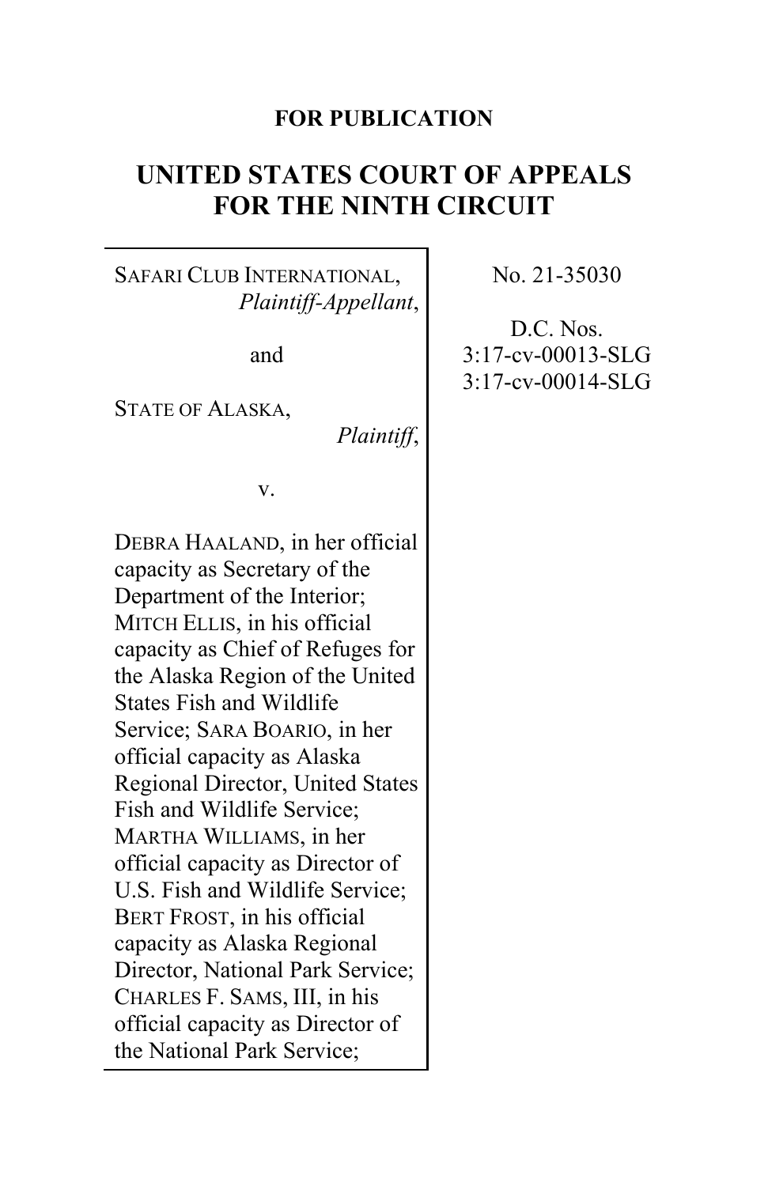**FOR PUBLICATION**

# UNITED STATES COURT OF APPEALS FOR THE NINTH CIRCUIT

SAFARI CLUB INTERNATIONAL,
*Plaintiff-Appellant*,

and

STATE OF ALASKA,
*Plaintiff*,

v.

DEBRA HAALAND, in her official capacity as Secretary of the Department of the Interior; MITCH ELLIS, in his official capacity as Chief of Refuges for the Alaska Region of the United States Fish and Wildlife Service; SARA BOARIO, in her official capacity as Alaska Regional Director, United States Fish and Wildlife Service; MARTHA WILLIAMS, in her official capacity as Director of U.S. Fish and Wildlife Service; BERT FROST, in his official capacity as Alaska Regional Director, National Park Service; CHARLES F. SAMS, III, in his official capacity as Director of the National Park Service;

No. 21-35030

D.C. Nos.
3:17-cv-00013-SLG
3:17-cv-00014-SLG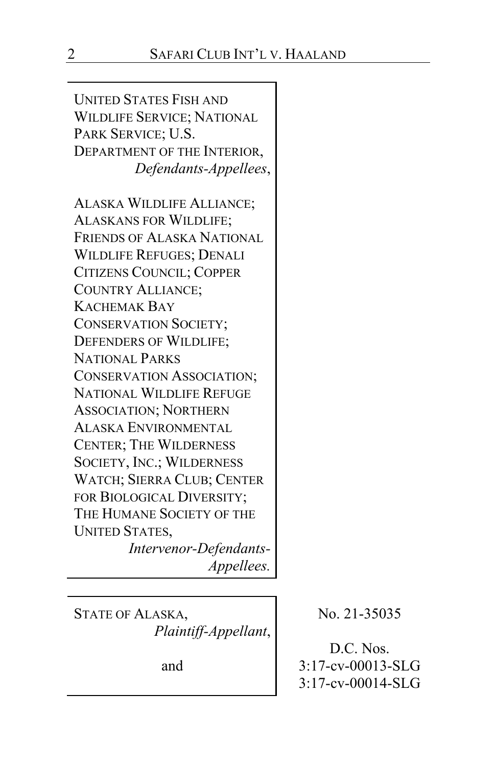UNITED STATES FISH AND WILDLIFE SERVICE; NATIONAL PARK SERVICE; U.S. DEPARTMENT OF THE INTERIOR,
*Defendants-Appellees*,

ALASKA WILDLIFE ALLIANCE; ALASKANS FOR WILDLIFE; FRIENDS OF ALASKA NATIONAL WILDLIFE REFUGES; DENALI CITIZENS COUNCIL; COPPER COUNTRY ALLIANCE; KACHEMAK BAY CONSERVATION SOCIETY; DEFENDERS OF WILDLIFE; NATIONAL PARKS CONSERVATION ASSOCIATION; NATIONAL WILDLIFE REFUGE ASSOCIATION; NORTHERN ALASKA ENVIRONMENTAL CENTER; THE WILDERNESS SOCIETY, INC.; WILDERNESS WATCH; SIERRA CLUB; CENTER FOR BIOLOGICAL DIVERSITY; THE HUMANE SOCIETY OF THE UNITED STATES,
*Intervenor-Defendants-Appellees.*

STATE OF ALASKA,
*Plaintiff-Appellant*,

and

No. 21-35035

D.C. Nos.
3:17-cv-00013-SLG
3:17-cv-00014-SLG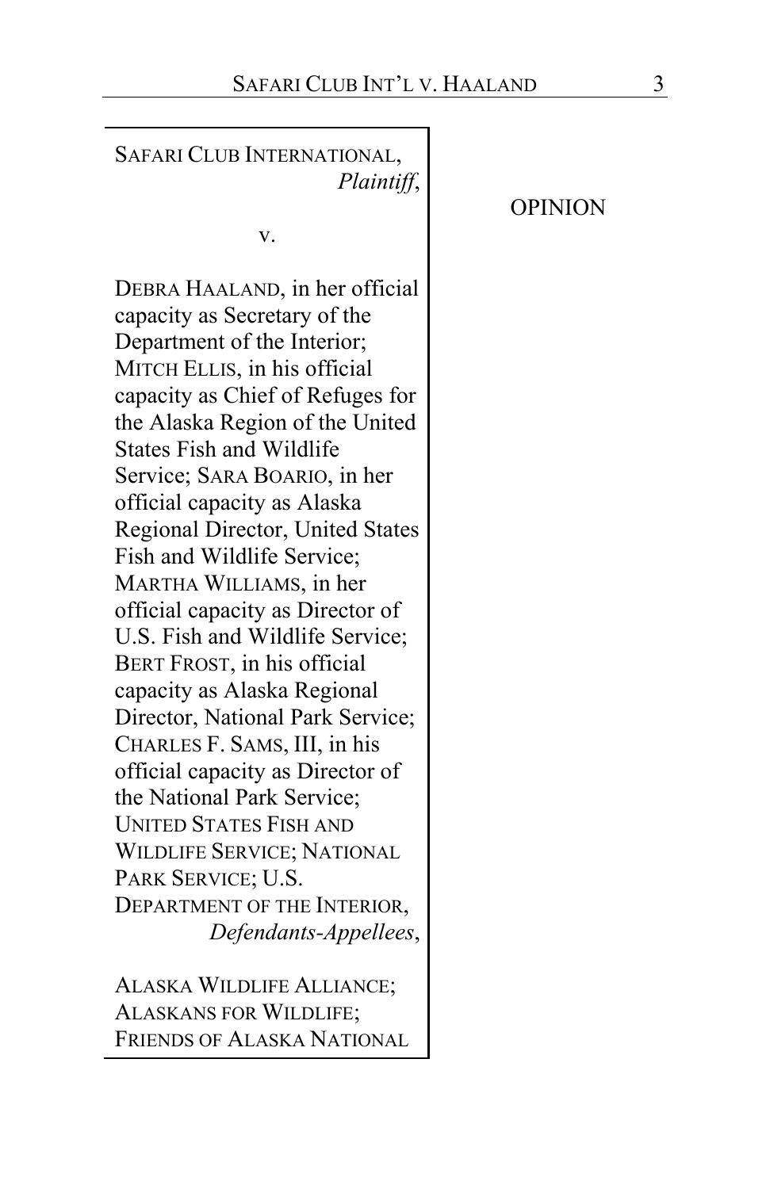SAFARI CLUB INTERNATIONAL,
*Plaintiff*,

v.

DEBRA HAALAND, in her official capacity as Secretary of the Department of the Interior; MITCH ELLIS, in his official capacity as Chief of Refuges for the Alaska Region of the United States Fish and Wildlife Service; SARA BOARIO, in her official capacity as Alaska Regional Director, United States Fish and Wildlife Service; MARTHA WILLIAMS, in her official capacity as Director of U.S. Fish and Wildlife Service; BERT FROST, in his official capacity as Alaska Regional Director, National Park Service; CHARLES F. SAMS, III, in his official capacity as Director of the National Park Service; UNITED STATES FISH AND WILDLIFE SERVICE; NATIONAL PARK SERVICE; U.S. DEPARTMENT OF THE INTERIOR,
*Defendants-Appellees*,

ALASKA WILDLIFE ALLIANCE; ALASKANS FOR WILDLIFE; FRIENDS OF ALASKA NATIONAL

OPINION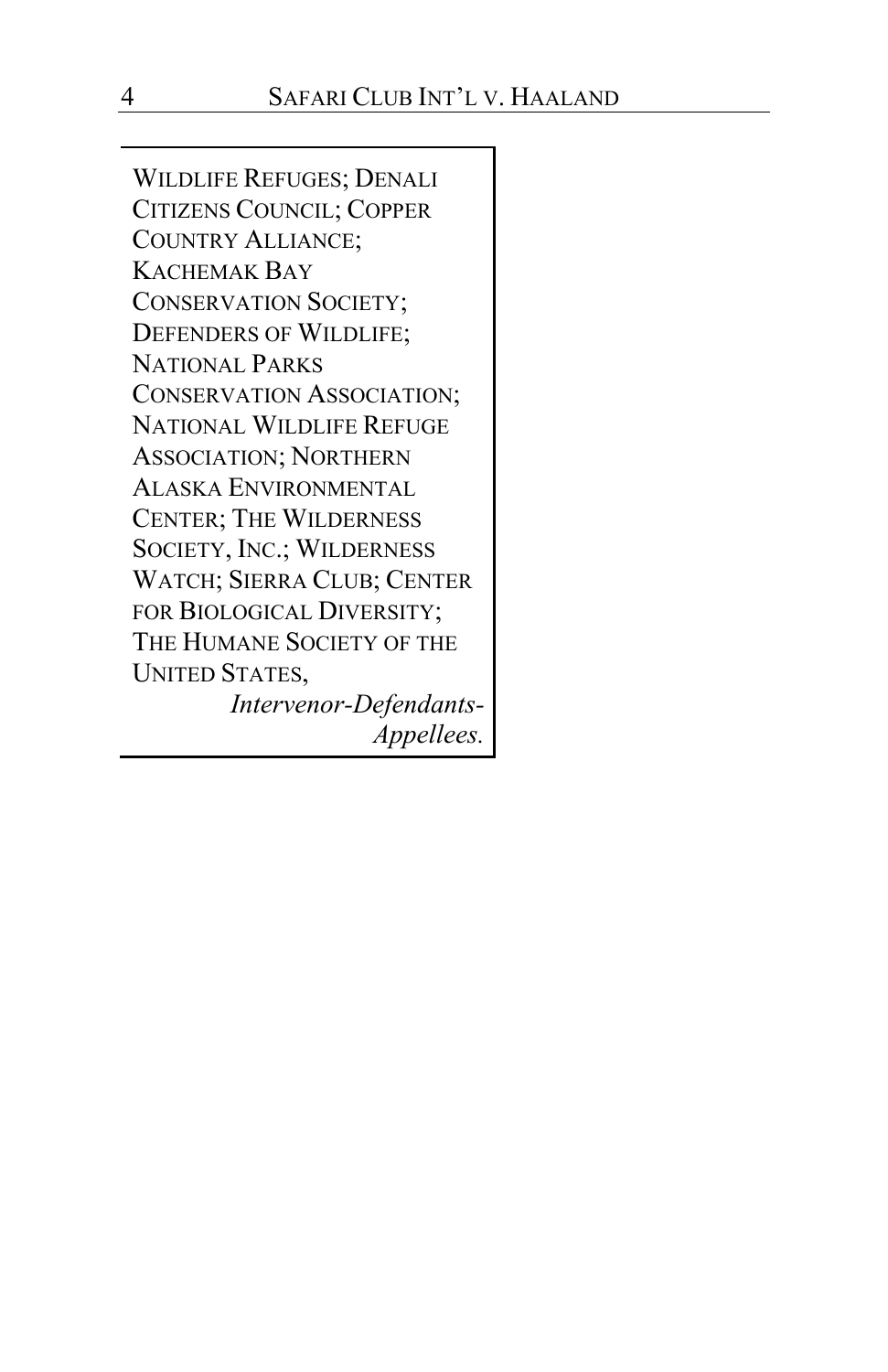WILDLIFE REFUGES; DENALI CITIZENS COUNCIL; COPPER COUNTRY ALLIANCE; KACHEMAK BAY CONSERVATION SOCIETY; DEFENDERS OF WILDLIFE; NATIONAL PARKS CONSERVATION ASSOCIATION; NATIONAL WILDLIFE REFUGE ASSOCIATION; NORTHERN ALASKA ENVIRONMENTAL CENTER; THE WILDERNESS SOCIETY, INC.; WILDERNESS WATCH; SIERRA CLUB; CENTER FOR BIOLOGICAL DIVERSITY; THE HUMANE SOCIETY OF THE UNITED STATES,

*Intervenor-Defendants-Appellees.*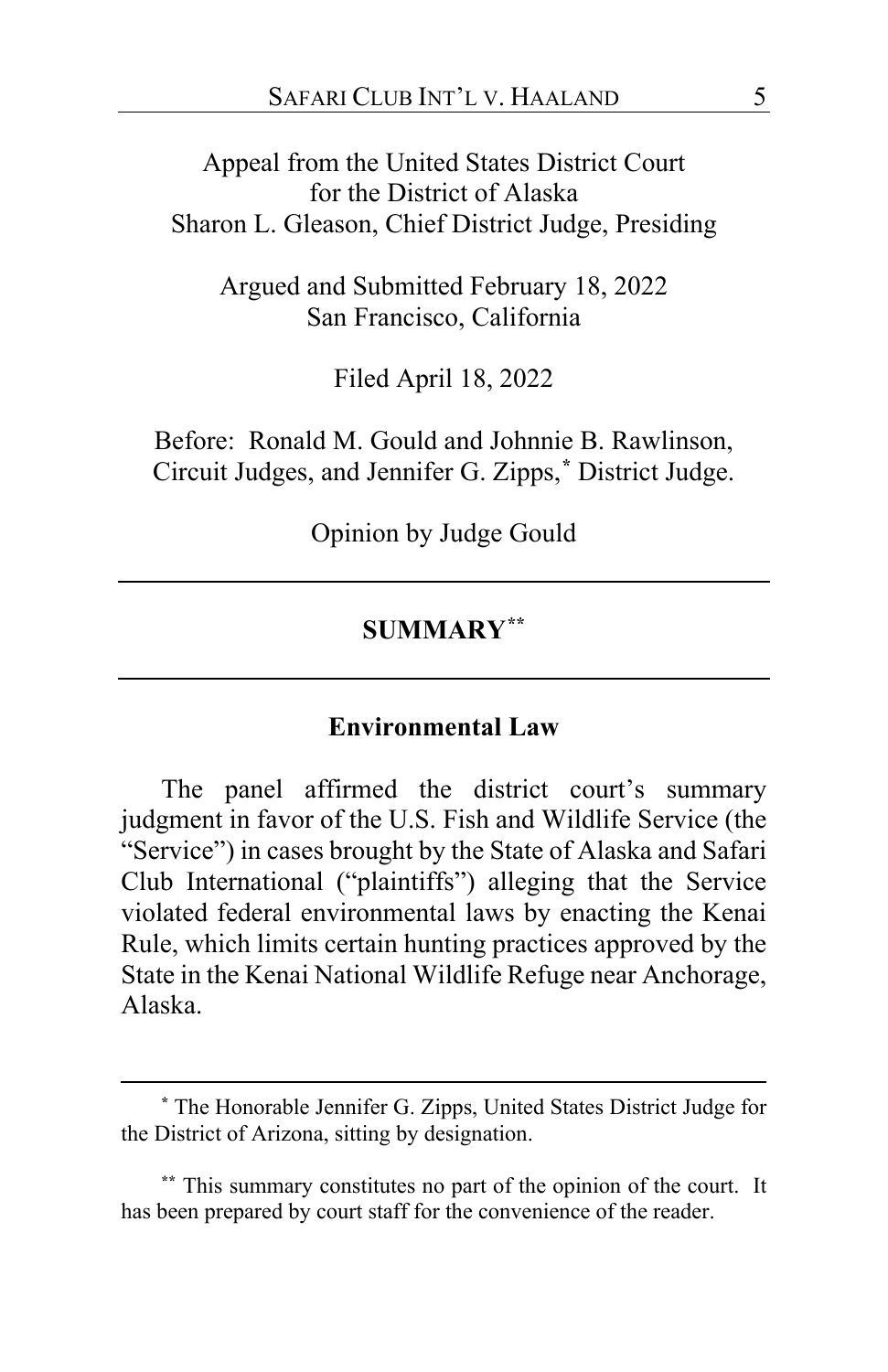Appeal from the United States District Court
for the District of Alaska
Sharon L. Gleason, Chief District Judge, Presiding

Argued and Submitted February 18, 2022
San Francisco, California

Filed April 18, 2022

Before: Ronald M. Gould and Johnnie B. Rawlinson, Circuit Judges, and Jennifer G. Zipps,[*] District Judge.

Opinion by Judge Gould

---

## SUMMARY[**]

---

### Environmental Law

The panel affirmed the district court's summary judgment in favor of the U.S. Fish and Wildlife Service (the "Service") in cases brought by the State of Alaska and Safari Club International ("plaintiffs") alleging that the Service violated federal environmental laws by enacting the Kenai Rule, which limits certain hunting practices approved by the State in the Kenai National Wildlife Refuge near Anchorage, Alaska.

---

[*] The Honorable Jennifer G. Zipps, United States District Judge for the District of Arizona, sitting by designation.

[**] This summary constitutes no part of the opinion of the court. It has been prepared by court staff for the convenience of the reader.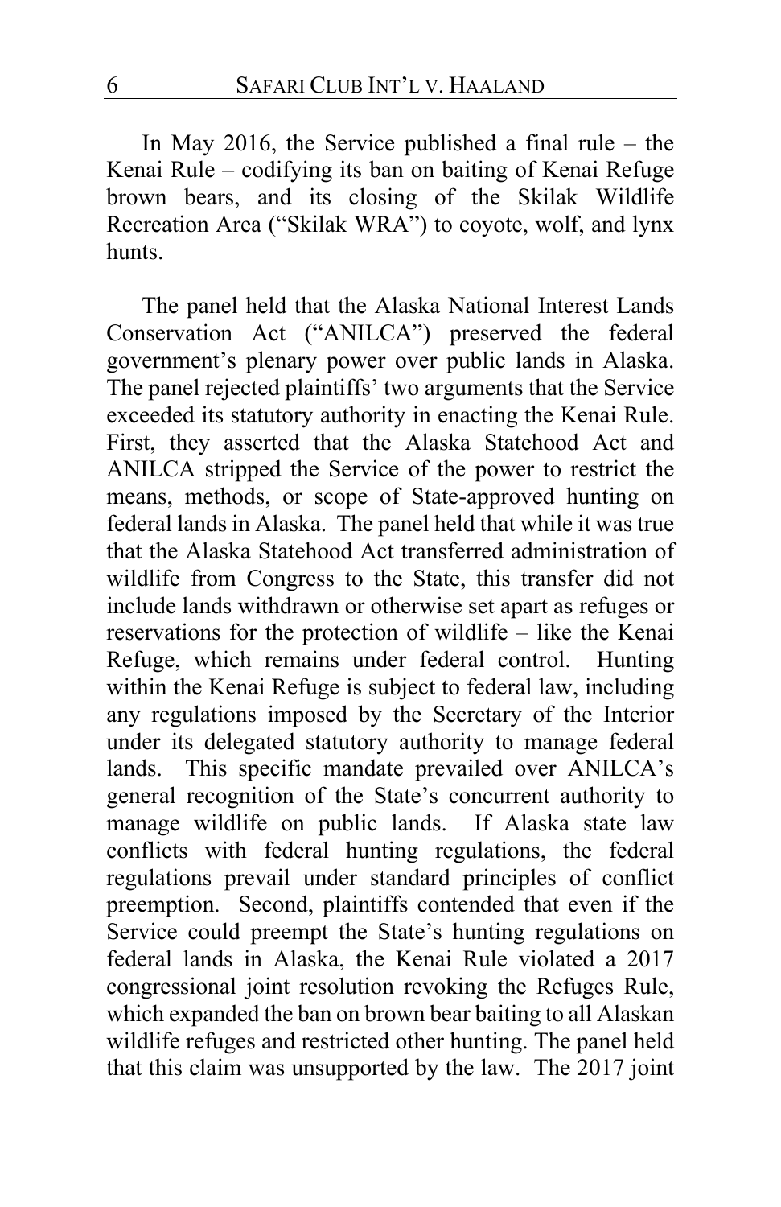In May 2016, the Service published a final rule – the Kenai Rule – codifying its ban on baiting of Kenai Refuge brown bears, and its closing of the Skilak Wildlife Recreation Area ("Skilak WRA") to coyote, wolf, and lynx hunts.

The panel held that the Alaska National Interest Lands Conservation Act ("ANILCA") preserved the federal government's plenary power over public lands in Alaska. The panel rejected plaintiffs' two arguments that the Service exceeded its statutory authority in enacting the Kenai Rule. First, they asserted that the Alaska Statehood Act and ANILCA stripped the Service of the power to restrict the means, methods, or scope of State-approved hunting on federal lands in Alaska. The panel held that while it was true that the Alaska Statehood Act transferred administration of wildlife from Congress to the State, this transfer did not include lands withdrawn or otherwise set apart as refuges or reservations for the protection of wildlife – like the Kenai Refuge, which remains under federal control. Hunting within the Kenai Refuge is subject to federal law, including any regulations imposed by the Secretary of the Interior under its delegated statutory authority to manage federal lands. This specific mandate prevailed over ANILCA's general recognition of the State's concurrent authority to manage wildlife on public lands. If Alaska state law conflicts with federal hunting regulations, the federal regulations prevail under standard principles of conflict preemption. Second, plaintiffs contended that even if the Service could preempt the State's hunting regulations on federal lands in Alaska, the Kenai Rule violated a 2017 congressional joint resolution revoking the Refuges Rule, which expanded the ban on brown bear baiting to all Alaskan wildlife refuges and restricted other hunting. The panel held that this claim was unsupported by the law. The 2017 joint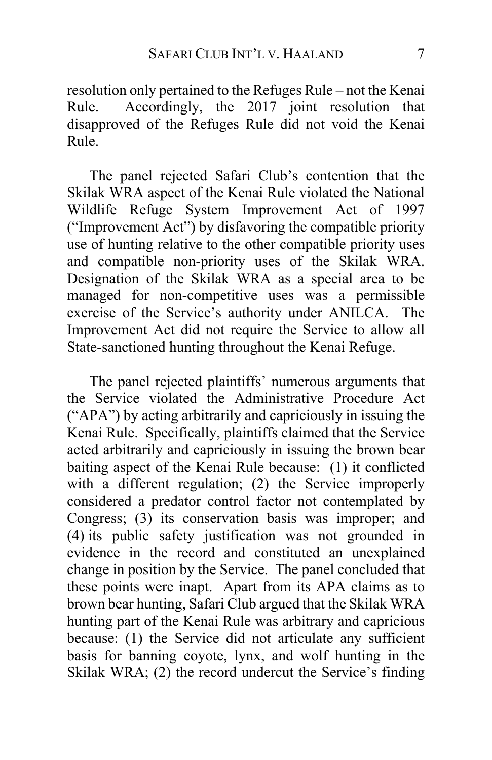resolution only pertained to the Refuges Rule – not the Kenai Rule. Accordingly, the 2017 joint resolution that disapproved of the Refuges Rule did not void the Kenai Rule.

The panel rejected Safari Club's contention that the Skilak WRA aspect of the Kenai Rule violated the National Wildlife Refuge System Improvement Act of 1997 ("Improvement Act") by disfavoring the compatible priority use of hunting relative to the other compatible priority uses and compatible non-priority uses of the Skilak WRA. Designation of the Skilak WRA as a special area to be managed for non-competitive uses was a permissible exercise of the Service's authority under ANILCA. The Improvement Act did not require the Service to allow all State-sanctioned hunting throughout the Kenai Refuge.

The panel rejected plaintiffs' numerous arguments that the Service violated the Administrative Procedure Act ("APA") by acting arbitrarily and capriciously in issuing the Kenai Rule. Specifically, plaintiffs claimed that the Service acted arbitrarily and capriciously in issuing the brown bear baiting aspect of the Kenai Rule because: (1) it conflicted with a different regulation; (2) the Service improperly considered a predator control factor not contemplated by Congress; (3) its conservation basis was improper; and (4) its public safety justification was not grounded in evidence in the record and constituted an unexplained change in position by the Service. The panel concluded that these points were inapt. Apart from its APA claims as to brown bear hunting, Safari Club argued that the Skilak WRA hunting part of the Kenai Rule was arbitrary and capricious because: (1) the Service did not articulate any sufficient basis for banning coyote, lynx, and wolf hunting in the Skilak WRA; (2) the record undercut the Service's finding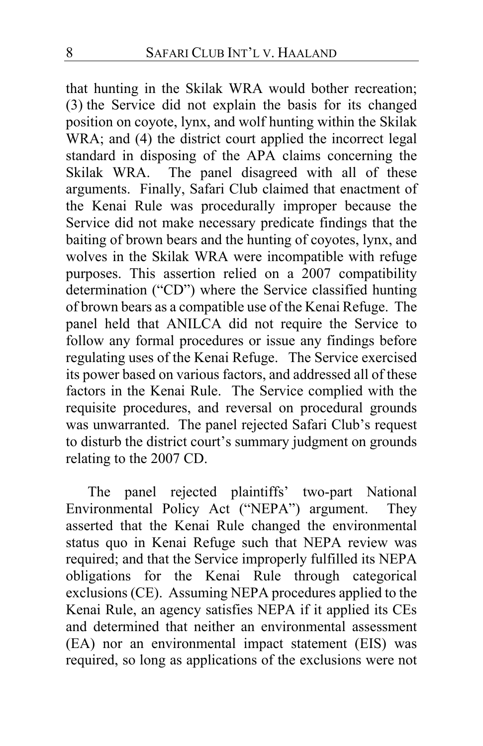that hunting in the Skilak WRA would bother recreation; (3) the Service did not explain the basis for its changed position on coyote, lynx, and wolf hunting within the Skilak WRA; and (4) the district court applied the incorrect legal standard in disposing of the APA claims concerning the Skilak WRA. The panel disagreed with all of these arguments. Finally, Safari Club claimed that enactment of the Kenai Rule was procedurally improper because the Service did not make necessary predicate findings that the baiting of brown bears and the hunting of coyotes, lynx, and wolves in the Skilak WRA were incompatible with refuge purposes. This assertion relied on a 2007 compatibility determination ("CD") where the Service classified hunting of brown bears as a compatible use of the Kenai Refuge. The panel held that ANILCA did not require the Service to follow any formal procedures or issue any findings before regulating uses of the Kenai Refuge. The Service exercised its power based on various factors, and addressed all of these factors in the Kenai Rule. The Service complied with the requisite procedures, and reversal on procedural grounds was unwarranted. The panel rejected Safari Club's request to disturb the district court's summary judgment on grounds relating to the 2007 CD.

The panel rejected plaintiffs' two-part National Environmental Policy Act ("NEPA") argument. They asserted that the Kenai Rule changed the environmental status quo in Kenai Refuge such that NEPA review was required; and that the Service improperly fulfilled its NEPA obligations for the Kenai Rule through categorical exclusions (CE). Assuming NEPA procedures applied to the Kenai Rule, an agency satisfies NEPA if it applied its CEs and determined that neither an environmental assessment (EA) nor an environmental impact statement (EIS) was required, so long as applications of the exclusions were not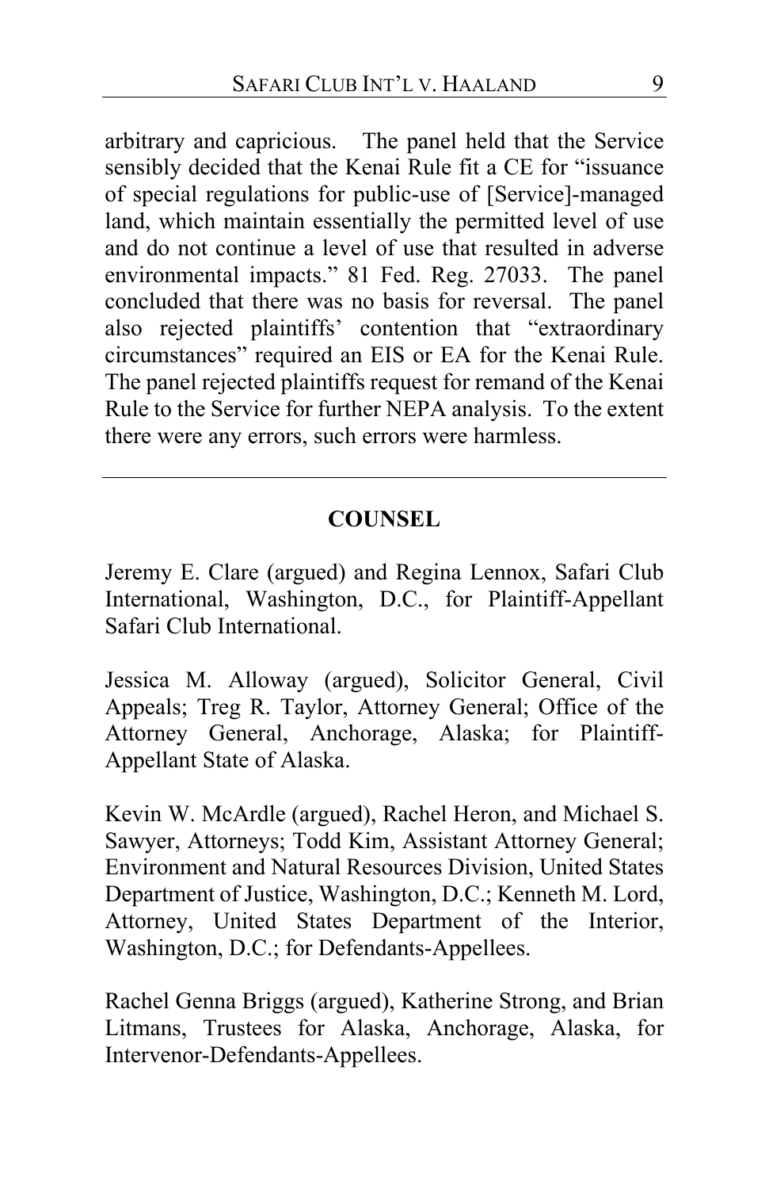arbitrary and capricious. The panel held that the Service sensibly decided that the Kenai Rule fit a CE for "issuance of special regulations for public-use of [Service]-managed land, which maintain essentially the permitted level of use and do not continue a level of use that resulted in adverse environmental impacts." 81 Fed. Reg. 27033. The panel concluded that there was no basis for reversal. The panel also rejected plaintiffs' contention that "extraordinary circumstances" required an EIS or EA for the Kenai Rule. The panel rejected plaintiffs request for remand of the Kenai Rule to the Service for further NEPA analysis. To the extent there were any errors, such errors were harmless.

---

## COUNSEL

Jeremy E. Clare (argued) and Regina Lennox, Safari Club International, Washington, D.C., for Plaintiff-Appellant Safari Club International.

Jessica M. Alloway (argued), Solicitor General, Civil Appeals; Treg R. Taylor, Attorney General; Office of the Attorney General, Anchorage, Alaska; for Plaintiff-Appellant State of Alaska.

Kevin W. McArdle (argued), Rachel Heron, and Michael S. Sawyer, Attorneys; Todd Kim, Assistant Attorney General; Environment and Natural Resources Division, United States Department of Justice, Washington, D.C.; Kenneth M. Lord, Attorney, United States Department of the Interior, Washington, D.C.; for Defendants-Appellees.

Rachel Genna Briggs (argued), Katherine Strong, and Brian Litmans, Trustees for Alaska, Anchorage, Alaska, for Intervenor-Defendants-Appellees.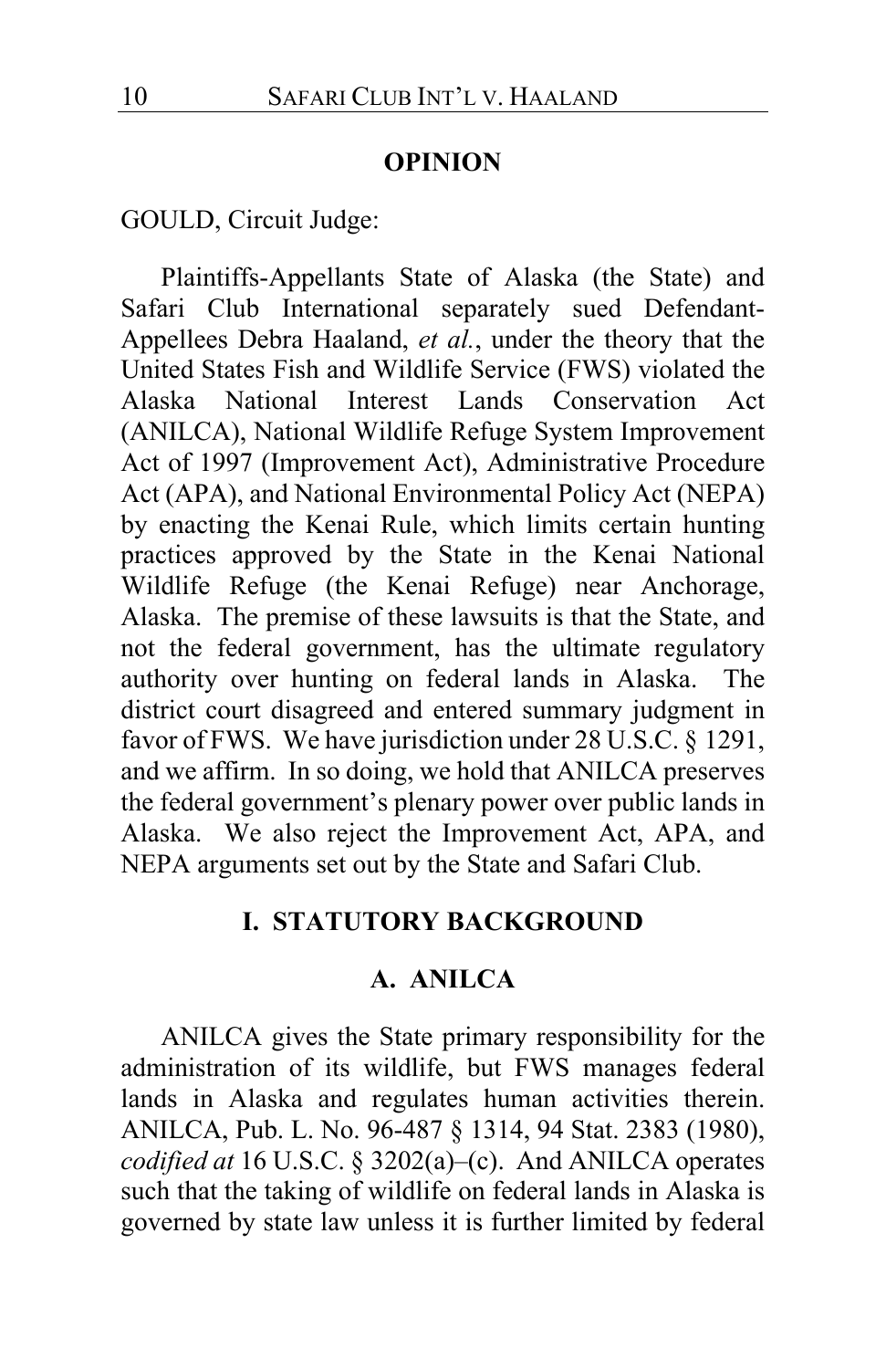## OPINION

GOULD, Circuit Judge:

Plaintiffs-Appellants State of Alaska (the State) and Safari Club International separately sued Defendant-Appellees Debra Haaland, *et al.*, under the theory that the United States Fish and Wildlife Service (FWS) violated the Alaska National Interest Lands Conservation Act (ANILCA), National Wildlife Refuge System Improvement Act of 1997 (Improvement Act), Administrative Procedure Act (APA), and National Environmental Policy Act (NEPA) by enacting the Kenai Rule, which limits certain hunting practices approved by the State in the Kenai National Wildlife Refuge (the Kenai Refuge) near Anchorage, Alaska. The premise of these lawsuits is that the State, and not the federal government, has the ultimate regulatory authority over hunting on federal lands in Alaska. The district court disagreed and entered summary judgment in favor of FWS. We have jurisdiction under 28 U.S.C. § 1291, and we affirm. In so doing, we hold that ANILCA preserves the federal government's plenary power over public lands in Alaska. We also reject the Improvement Act, APA, and NEPA arguments set out by the State and Safari Club.

## I. STATUTORY BACKGROUND

### A. ANILCA

ANILCA gives the State primary responsibility for the administration of its wildlife, but FWS manages federal lands in Alaska and regulates human activities therein. ANILCA, Pub. L. No. 96-487 § 1314, 94 Stat. 2383 (1980), *codified at* 16 U.S.C. § 3202(a)–(c). And ANILCA operates such that the taking of wildlife on federal lands in Alaska is governed by state law unless it is further limited by federal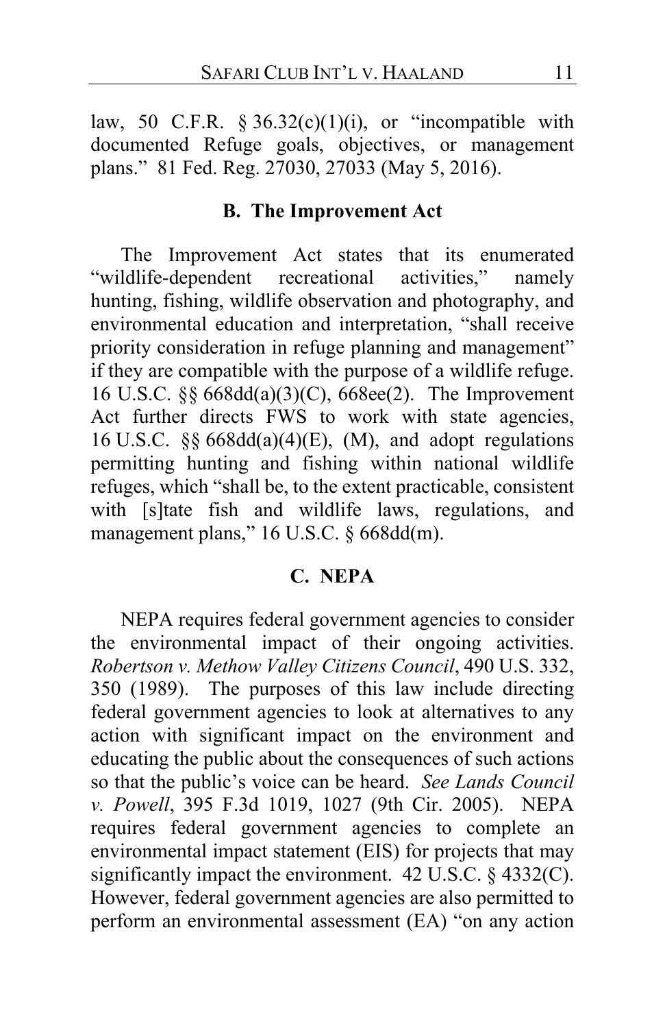law, 50 C.F.R. § 36.32(c)(1)(i), or "incompatible with documented Refuge goals, objectives, or management plans." 81 Fed. Reg. 27030, 27033 (May 5, 2016).

### B. The Improvement Act

The Improvement Act states that its enumerated "wildlife-dependent recreational activities," namely hunting, fishing, wildlife observation and photography, and environmental education and interpretation, "shall receive priority consideration in refuge planning and management" if they are compatible with the purpose of a wildlife refuge. 16 U.S.C. §§ 668dd(a)(3)(C), 668ee(2). The Improvement Act further directs FWS to work with state agencies, 16 U.S.C. §§ 668dd(a)(4)(E), (M), and adopt regulations permitting hunting and fishing within national wildlife refuges, which "shall be, to the extent practicable, consistent with [s]tate fish and wildlife laws, regulations, and management plans," 16 U.S.C. § 668dd(m).

### C. NEPA

NEPA requires federal government agencies to consider the environmental impact of their ongoing activities. *Robertson v. Methow Valley Citizens Council*, 490 U.S. 332, 350 (1989). The purposes of this law include directing federal government agencies to look at alternatives to any action with significant impact on the environment and educating the public about the consequences of such actions so that the public's voice can be heard. *See Lands Council v. Powell*, 395 F.3d 1019, 1027 (9th Cir. 2005). NEPA requires federal government agencies to complete an environmental impact statement (EIS) for projects that may significantly impact the environment. 42 U.S.C. § 4332(C). However, federal government agencies are also permitted to perform an environmental assessment (EA) "on any action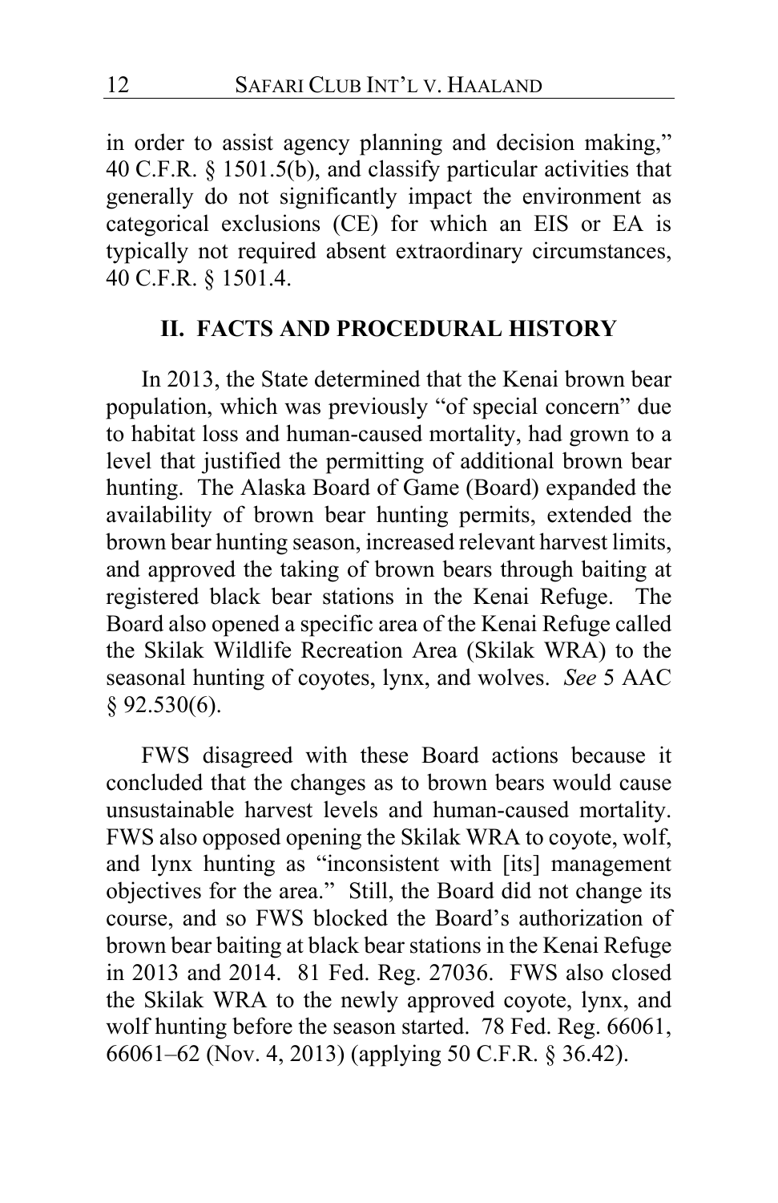in order to assist agency planning and decision making," 40 C.F.R. § 1501.5(b), and classify particular activities that generally do not significantly impact the environment as categorical exclusions (CE) for which an EIS or EA is typically not required absent extraordinary circumstances, 40 C.F.R. § 1501.4.

## II. FACTS AND PROCEDURAL HISTORY

In 2013, the State determined that the Kenai brown bear population, which was previously "of special concern" due to habitat loss and human-caused mortality, had grown to a level that justified the permitting of additional brown bear hunting. The Alaska Board of Game (Board) expanded the availability of brown bear hunting permits, extended the brown bear hunting season, increased relevant harvest limits, and approved the taking of brown bears through baiting at registered black bear stations in the Kenai Refuge. The Board also opened a specific area of the Kenai Refuge called the Skilak Wildlife Recreation Area (Skilak WRA) to the seasonal hunting of coyotes, lynx, and wolves. *See* 5 AAC § 92.530(6).

FWS disagreed with these Board actions because it concluded that the changes as to brown bears would cause unsustainable harvest levels and human-caused mortality. FWS also opposed opening the Skilak WRA to coyote, wolf, and lynx hunting as "inconsistent with [its] management objectives for the area." Still, the Board did not change its course, and so FWS blocked the Board's authorization of brown bear baiting at black bear stations in the Kenai Refuge in 2013 and 2014. 81 Fed. Reg. 27036. FWS also closed the Skilak WRA to the newly approved coyote, lynx, and wolf hunting before the season started. 78 Fed. Reg. 66061, 66061–62 (Nov. 4, 2013) (applying 50 C.F.R. § 36.42).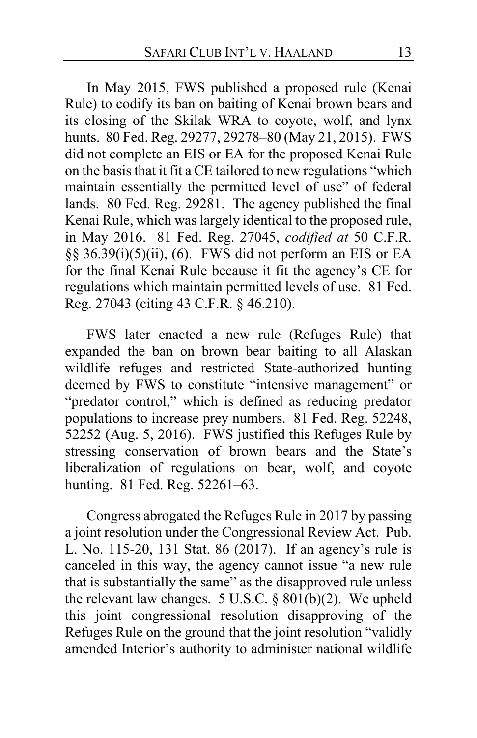In May 2015, FWS published a proposed rule (Kenai Rule) to codify its ban on baiting of Kenai brown bears and its closing of the Skilak WRA to coyote, wolf, and lynx hunts. 80 Fed. Reg. 29277, 29278–80 (May 21, 2015). FWS did not complete an EIS or EA for the proposed Kenai Rule on the basis that it fit a CE tailored to new regulations "which maintain essentially the permitted level of use" of federal lands. 80 Fed. Reg. 29281. The agency published the final Kenai Rule, which was largely identical to the proposed rule, in May 2016. 81 Fed. Reg. 27045, *codified at* 50 C.F.R. §§ 36.39(i)(5)(ii), (6). FWS did not perform an EIS or EA for the final Kenai Rule because it fit the agency's CE for regulations which maintain permitted levels of use. 81 Fed. Reg. 27043 (citing 43 C.F.R. § 46.210).

FWS later enacted a new rule (Refuges Rule) that expanded the ban on brown bear baiting to all Alaskan wildlife refuges and restricted State-authorized hunting deemed by FWS to constitute "intensive management" or "predator control," which is defined as reducing predator populations to increase prey numbers. 81 Fed. Reg. 52248, 52252 (Aug. 5, 2016). FWS justified this Refuges Rule by stressing conservation of brown bears and the State's liberalization of regulations on bear, wolf, and coyote hunting. 81 Fed. Reg. 52261–63.

Congress abrogated the Refuges Rule in 2017 by passing a joint resolution under the Congressional Review Act. Pub. L. No. 115-20, 131 Stat. 86 (2017). If an agency's rule is canceled in this way, the agency cannot issue "a new rule that is substantially the same" as the disapproved rule unless the relevant law changes. 5 U.S.C. § 801(b)(2). We upheld this joint congressional resolution disapproving of the Refuges Rule on the ground that the joint resolution "validly amended Interior's authority to administer national wildlife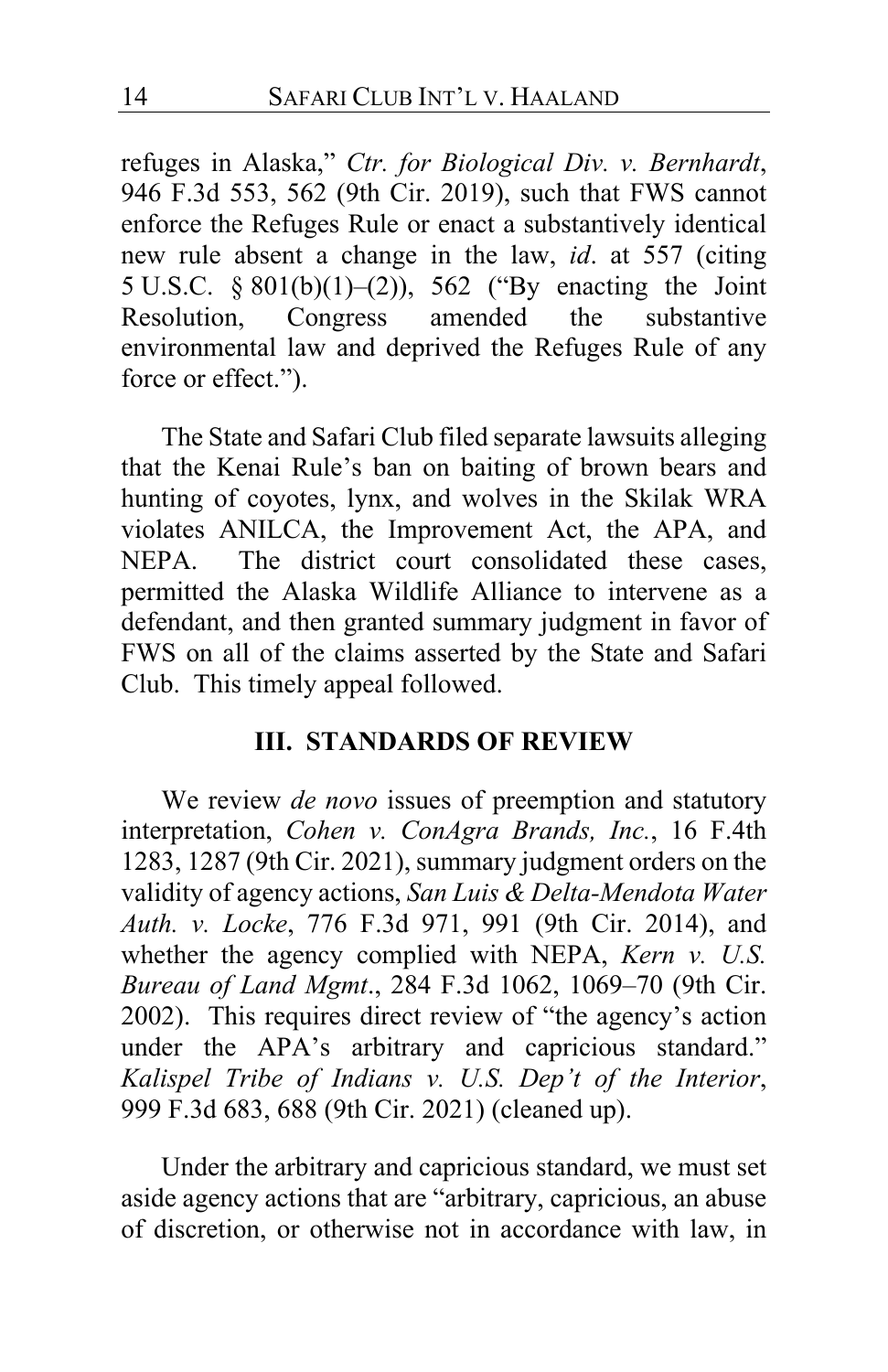refuges in Alaska," *Ctr. for Biological Div. v. Bernhardt*, 946 F.3d 553, 562 (9th Cir. 2019), such that FWS cannot enforce the Refuges Rule or enact a substantively identical new rule absent a change in the law, *id*. at 557 (citing 5 U.S.C. § 801(b)(1)–(2)), 562 ("By enacting the Joint Resolution, Congress amended the substantive environmental law and deprived the Refuges Rule of any force or effect.").

The State and Safari Club filed separate lawsuits alleging that the Kenai Rule's ban on baiting of brown bears and hunting of coyotes, lynx, and wolves in the Skilak WRA violates ANILCA, the Improvement Act, the APA, and NEPA. The district court consolidated these cases, permitted the Alaska Wildlife Alliance to intervene as a defendant, and then granted summary judgment in favor of FWS on all of the claims asserted by the State and Safari Club. This timely appeal followed.

## III. STANDARDS OF REVIEW

We review *de novo* issues of preemption and statutory interpretation, *Cohen v. ConAgra Brands, Inc.*, 16 F.4th 1283, 1287 (9th Cir. 2021), summary judgment orders on the validity of agency actions, *San Luis & Delta-Mendota Water Auth. v. Locke*, 776 F.3d 971, 991 (9th Cir. 2014), and whether the agency complied with NEPA, *Kern v. U.S. Bureau of Land Mgmt*., 284 F.3d 1062, 1069–70 (9th Cir. 2002). This requires direct review of "the agency's action under the APA's arbitrary and capricious standard." *Kalispel Tribe of Indians v. U.S. Dep't of the Interior*, 999 F.3d 683, 688 (9th Cir. 2021) (cleaned up).

Under the arbitrary and capricious standard, we must set aside agency actions that are "arbitrary, capricious, an abuse of discretion, or otherwise not in accordance with law, in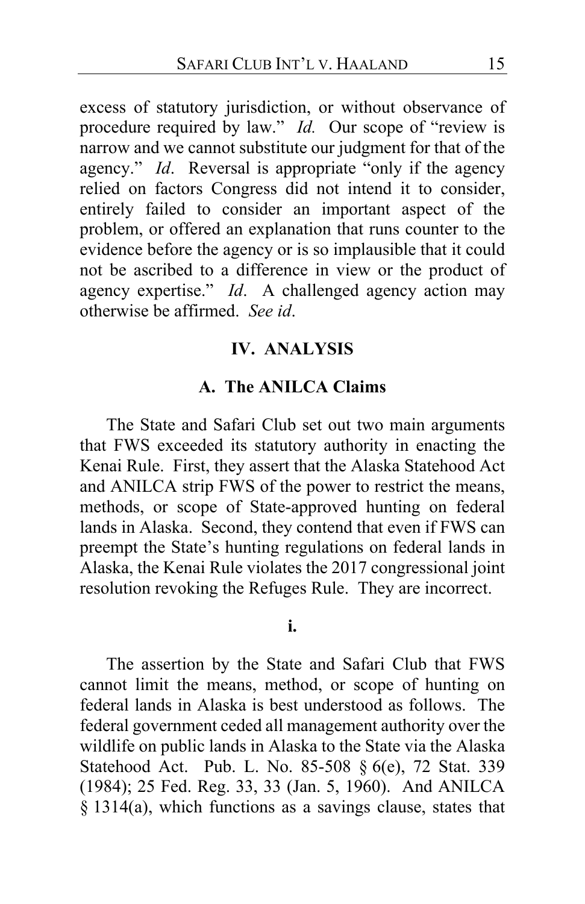excess of statutory jurisdiction, or without observance of procedure required by law." *Id.* Our scope of "review is narrow and we cannot substitute our judgment for that of the agency." *Id*. Reversal is appropriate "only if the agency relied on factors Congress did not intend it to consider, entirely failed to consider an important aspect of the problem, or offered an explanation that runs counter to the evidence before the agency or is so implausible that it could not be ascribed to a difference in view or the product of agency expertise." *Id*. A challenged agency action may otherwise be affirmed. *See id*.

## IV. ANALYSIS

### A. The ANILCA Claims

The State and Safari Club set out two main arguments that FWS exceeded its statutory authority in enacting the Kenai Rule. First, they assert that the Alaska Statehood Act and ANILCA strip FWS of the power to restrict the means, methods, or scope of State-approved hunting on federal lands in Alaska. Second, they contend that even if FWS can preempt the State's hunting regulations on federal lands in Alaska, the Kenai Rule violates the 2017 congressional joint resolution revoking the Refuges Rule. They are incorrect.

#### i.

The assertion by the State and Safari Club that FWS cannot limit the means, method, or scope of hunting on federal lands in Alaska is best understood as follows. The federal government ceded all management authority over the wildlife on public lands in Alaska to the State via the Alaska Statehood Act. Pub. L. No. 85-508 § 6(e), 72 Stat. 339 (1984); 25 Fed. Reg. 33, 33 (Jan. 5, 1960). And ANILCA § 1314(a), which functions as a savings clause, states that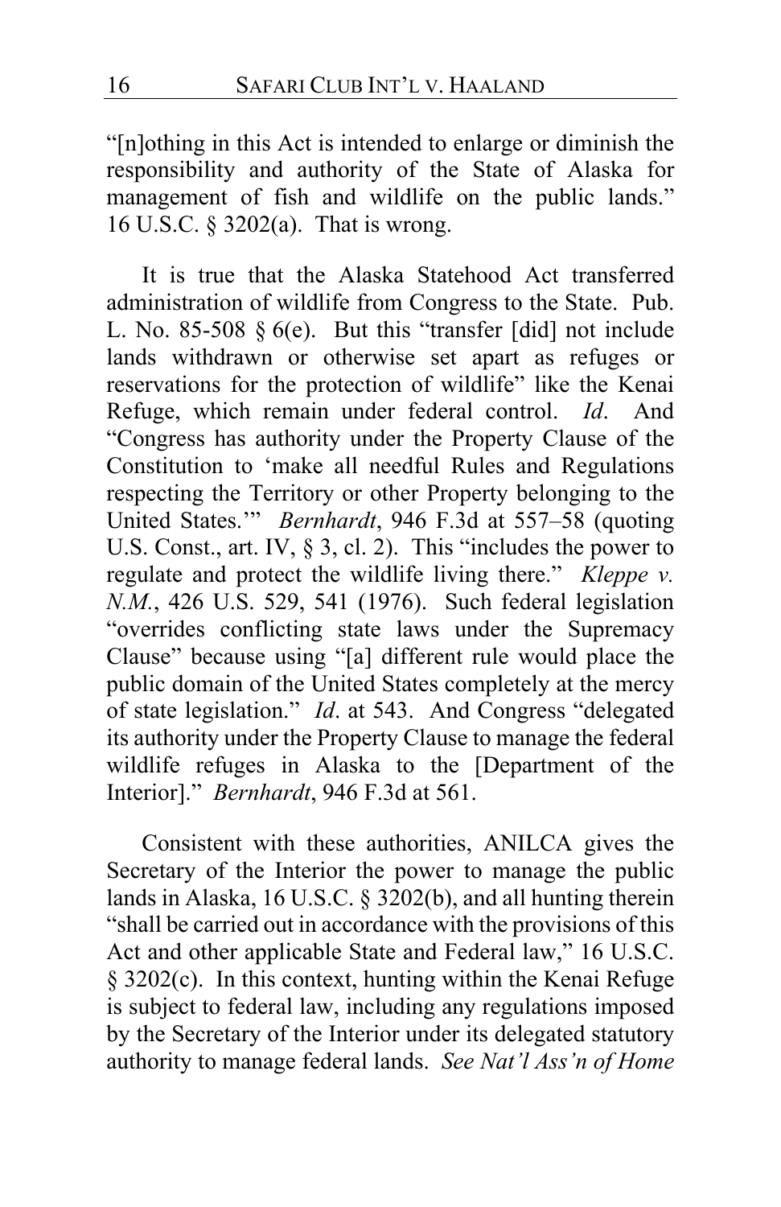"[n]othing in this Act is intended to enlarge or diminish the responsibility and authority of the State of Alaska for management of fish and wildlife on the public lands." 16 U.S.C. § 3202(a). That is wrong.

It is true that the Alaska Statehood Act transferred administration of wildlife from Congress to the State. Pub. L. No. 85-508 § 6(e). But this "transfer [did] not include lands withdrawn or otherwise set apart as refuges or reservations for the protection of wildlife" like the Kenai Refuge, which remain under federal control. *Id*. And "Congress has authority under the Property Clause of the Constitution to 'make all needful Rules and Regulations respecting the Territory or other Property belonging to the United States.'" *Bernhardt*, 946 F.3d at 557–58 (quoting U.S. Const., art. IV, § 3, cl. 2). This "includes the power to regulate and protect the wildlife living there." *Kleppe v. N.M.*, 426 U.S. 529, 541 (1976). Such federal legislation "overrides conflicting state laws under the Supremacy Clause" because using "[a] different rule would place the public domain of the United States completely at the mercy of state legislation." *Id*. at 543. And Congress "delegated its authority under the Property Clause to manage the federal wildlife refuges in Alaska to the [Department of the Interior]." *Bernhardt*, 946 F.3d at 561.

Consistent with these authorities, ANILCA gives the Secretary of the Interior the power to manage the public lands in Alaska, 16 U.S.C. § 3202(b), and all hunting therein "shall be carried out in accordance with the provisions of this Act and other applicable State and Federal law," 16 U.S.C. § 3202(c). In this context, hunting within the Kenai Refuge is subject to federal law, including any regulations imposed by the Secretary of the Interior under its delegated statutory authority to manage federal lands. *See Nat'l Ass'n of Home*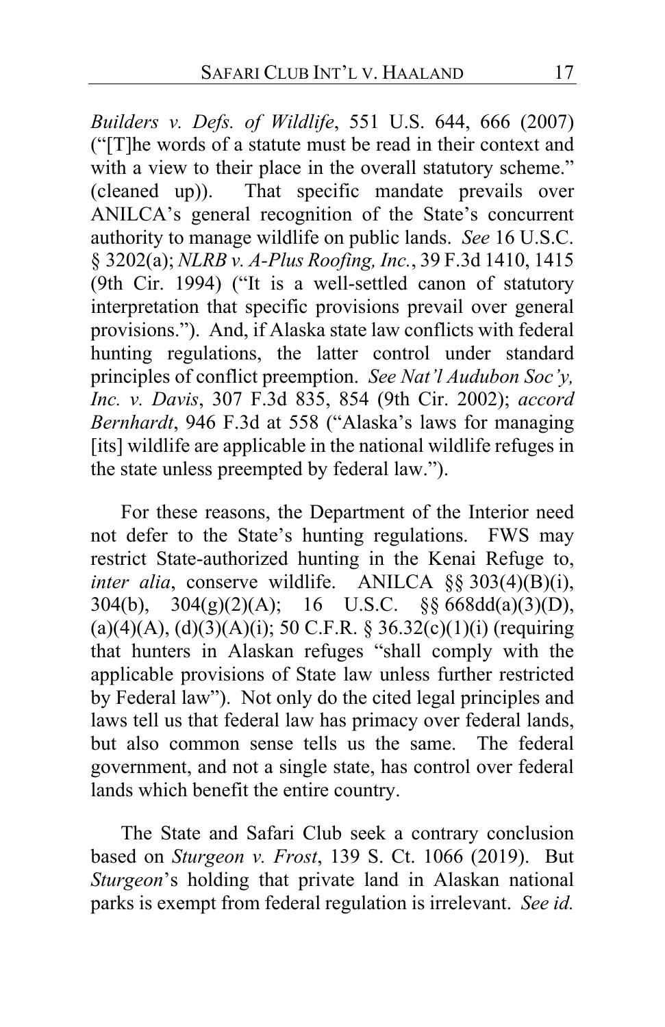*Builders v. Defs. of Wildlife*, 551 U.S. 644, 666 (2007) ("[T]he words of a statute must be read in their context and with a view to their place in the overall statutory scheme." (cleaned up)). That specific mandate prevails over ANILCA's general recognition of the State's concurrent authority to manage wildlife on public lands. *See* 16 U.S.C. § 3202(a); *NLRB v. A-Plus Roofing, Inc.*, 39 F.3d 1410, 1415 (9th Cir. 1994) ("It is a well-settled canon of statutory interpretation that specific provisions prevail over general provisions."). And, if Alaska state law conflicts with federal hunting regulations, the latter control under standard principles of conflict preemption. *See Nat'l Audubon Soc'y, Inc. v. Davis*, 307 F.3d 835, 854 (9th Cir. 2002); *accord Bernhardt*, 946 F.3d at 558 ("Alaska's laws for managing [its] wildlife are applicable in the national wildlife refuges in the state unless preempted by federal law.").

For these reasons, the Department of the Interior need not defer to the State's hunting regulations. FWS may restrict State-authorized hunting in the Kenai Refuge to, *inter alia*, conserve wildlife. ANILCA §§ 303(4)(B)(i), 304(b), 304(g)(2)(A); 16 U.S.C. §§ 668dd(a)(3)(D), (a)(4)(A), (d)(3)(A)(i); 50 C.F.R. § 36.32(c)(1)(i) (requiring that hunters in Alaskan refuges "shall comply with the applicable provisions of State law unless further restricted by Federal law"). Not only do the cited legal principles and laws tell us that federal law has primacy over federal lands, but also common sense tells us the same. The federal government, and not a single state, has control over federal lands which benefit the entire country.

The State and Safari Club seek a contrary conclusion based on *Sturgeon v. Frost*, 139 S. Ct. 1066 (2019). But *Sturgeon*'s holding that private land in Alaskan national parks is exempt from federal regulation is irrelevant. *See id.*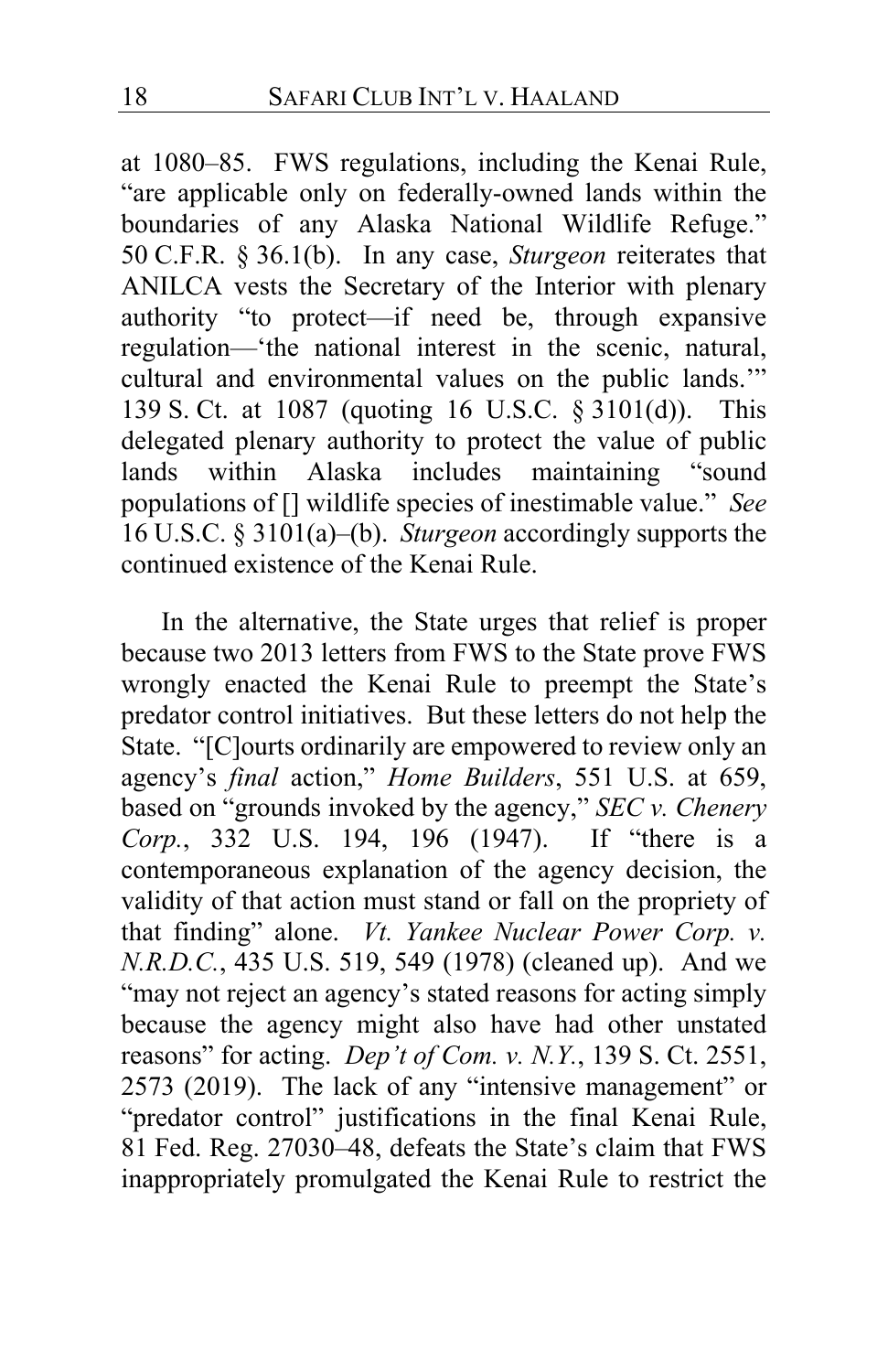at 1080–85. FWS regulations, including the Kenai Rule, "are applicable only on federally-owned lands within the boundaries of any Alaska National Wildlife Refuge." 50 C.F.R. § 36.1(b). In any case, *Sturgeon* reiterates that ANILCA vests the Secretary of the Interior with plenary authority "to protect—if need be, through expansive regulation—'the national interest in the scenic, natural, cultural and environmental values on the public lands.'" 139 S. Ct. at 1087 (quoting 16 U.S.C. § 3101(d)). This delegated plenary authority to protect the value of public lands within Alaska includes maintaining "sound populations of [] wildlife species of inestimable value." *See* 16 U.S.C. § 3101(a)–(b). *Sturgeon* accordingly supports the continued existence of the Kenai Rule.

In the alternative, the State urges that relief is proper because two 2013 letters from FWS to the State prove FWS wrongly enacted the Kenai Rule to preempt the State's predator control initiatives. But these letters do not help the State. "[C]ourts ordinarily are empowered to review only an agency's *final* action," *Home Builders*, 551 U.S. at 659, based on "grounds invoked by the agency," *SEC v. Chenery Corp.*, 332 U.S. 194, 196 (1947). If "there is a contemporaneous explanation of the agency decision, the validity of that action must stand or fall on the propriety of that finding" alone. *Vt. Yankee Nuclear Power Corp. v. N.R.D.C.*, 435 U.S. 519, 549 (1978) (cleaned up). And we "may not reject an agency's stated reasons for acting simply because the agency might also have had other unstated reasons" for acting. *Dep't of Com. v. N.Y.*, 139 S. Ct. 2551, 2573 (2019). The lack of any "intensive management" or "predator control" justifications in the final Kenai Rule, 81 Fed. Reg. 27030–48, defeats the State's claim that FWS inappropriately promulgated the Kenai Rule to restrict the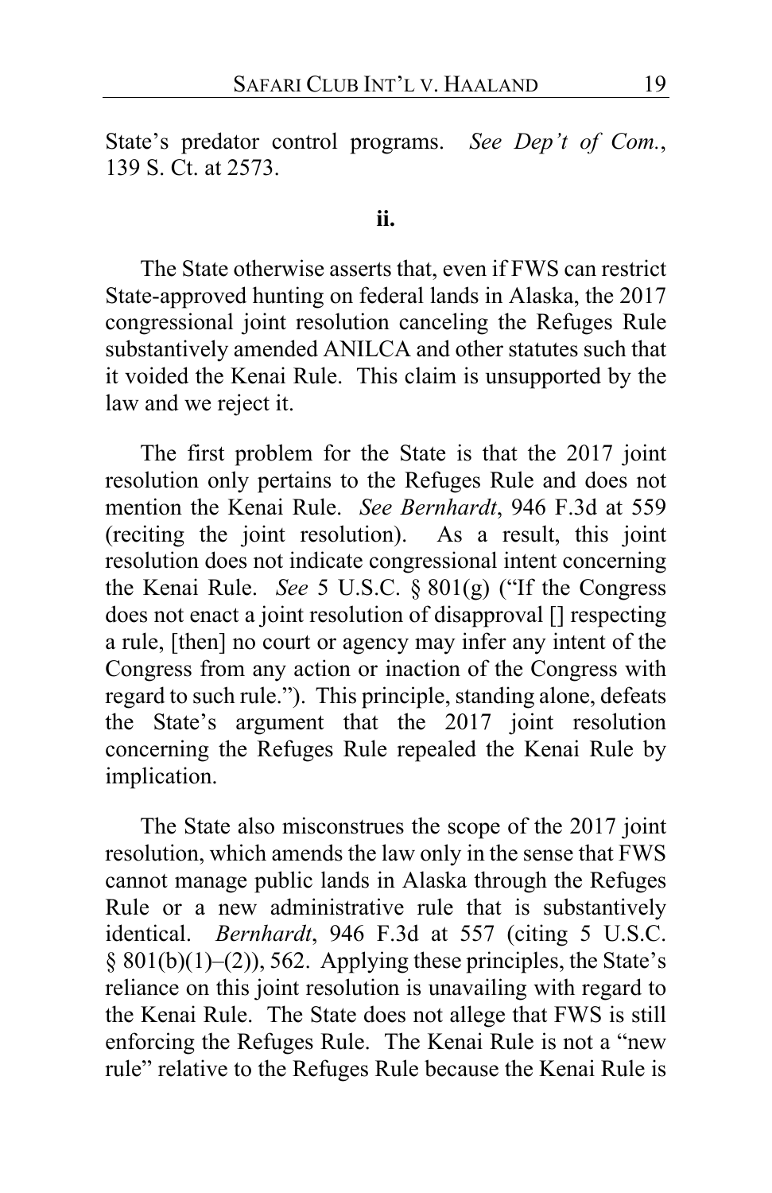State's predator control programs. *See Dep't of Com.*, 139 S. Ct. at 2573.

**ii.**

The State otherwise asserts that, even if FWS can restrict State-approved hunting on federal lands in Alaska, the 2017 congressional joint resolution canceling the Refuges Rule substantively amended ANILCA and other statutes such that it voided the Kenai Rule. This claim is unsupported by the law and we reject it.

The first problem for the State is that the 2017 joint resolution only pertains to the Refuges Rule and does not mention the Kenai Rule. *See Bernhardt*, 946 F.3d at 559 (reciting the joint resolution). As a result, this joint resolution does not indicate congressional intent concerning the Kenai Rule. *See* 5 U.S.C. § 801(g) ("If the Congress does not enact a joint resolution of disapproval [] respecting a rule, [then] no court or agency may infer any intent of the Congress from any action or inaction of the Congress with regard to such rule."). This principle, standing alone, defeats the State's argument that the 2017 joint resolution concerning the Refuges Rule repealed the Kenai Rule by implication.

The State also misconstrues the scope of the 2017 joint resolution, which amends the law only in the sense that FWS cannot manage public lands in Alaska through the Refuges Rule or a new administrative rule that is substantively identical. *Bernhardt*, 946 F.3d at 557 (citing 5 U.S.C. § 801(b)(1)–(2)), 562. Applying these principles, the State's reliance on this joint resolution is unavailing with regard to the Kenai Rule. The State does not allege that FWS is still enforcing the Refuges Rule. The Kenai Rule is not a "new rule" relative to the Refuges Rule because the Kenai Rule is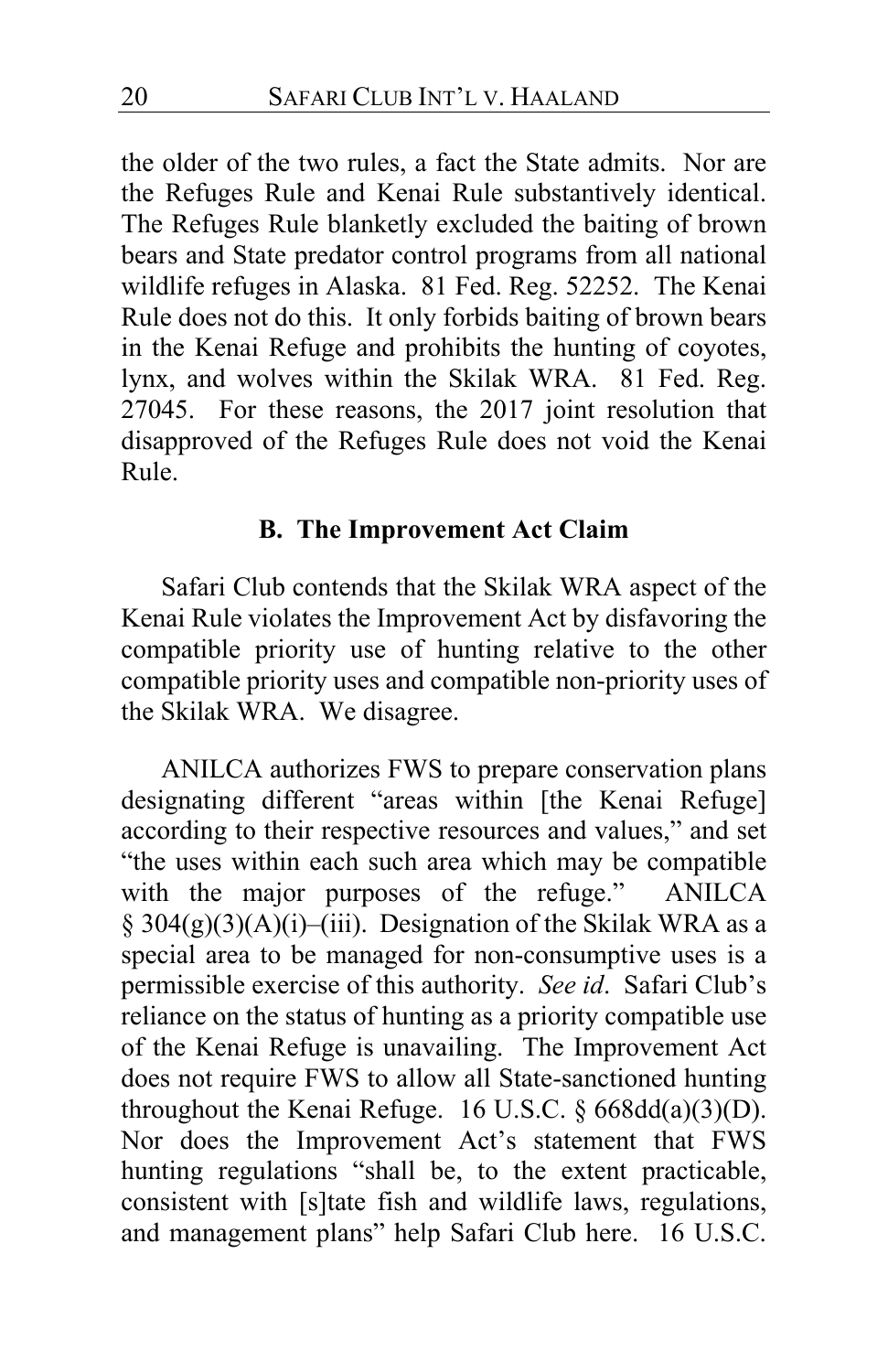the older of the two rules, a fact the State admits. Nor are the Refuges Rule and Kenai Rule substantively identical. The Refuges Rule blanketly excluded the baiting of brown bears and State predator control programs from all national wildlife refuges in Alaska. 81 Fed. Reg. 52252. The Kenai Rule does not do this. It only forbids baiting of brown bears in the Kenai Refuge and prohibits the hunting of coyotes, lynx, and wolves within the Skilak WRA. 81 Fed. Reg. 27045. For these reasons, the 2017 joint resolution that disapproved of the Refuges Rule does not void the Kenai Rule.

### B. The Improvement Act Claim

Safari Club contends that the Skilak WRA aspect of the Kenai Rule violates the Improvement Act by disfavoring the compatible priority use of hunting relative to the other compatible priority uses and compatible non-priority uses of the Skilak WRA. We disagree.

ANILCA authorizes FWS to prepare conservation plans designating different "areas within [the Kenai Refuge] according to their respective resources and values," and set "the uses within each such area which may be compatible with the major purposes of the refuge." ANILCA § 304(g)(3)(A)(i)–(iii). Designation of the Skilak WRA as a special area to be managed for non-consumptive uses is a permissible exercise of this authority. *See id*. Safari Club's reliance on the status of hunting as a priority compatible use of the Kenai Refuge is unavailing. The Improvement Act does not require FWS to allow all State-sanctioned hunting throughout the Kenai Refuge. 16 U.S.C. § 668dd(a)(3)(D). Nor does the Improvement Act's statement that FWS hunting regulations "shall be, to the extent practicable, consistent with [s]tate fish and wildlife laws, regulations, and management plans" help Safari Club here. 16 U.S.C.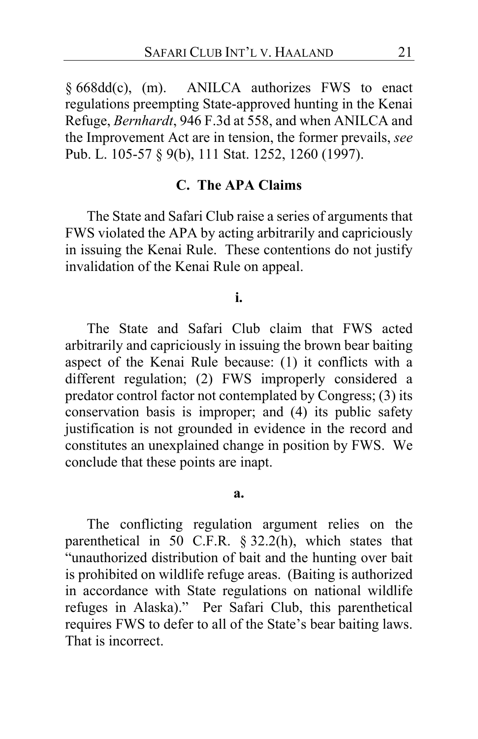§ 668dd(c), (m). ANILCA authorizes FWS to enact regulations preempting State-approved hunting in the Kenai Refuge, *Bernhardt*, 946 F.3d at 558, and when ANILCA and the Improvement Act are in tension, the former prevails, *see* Pub. L. 105-57 § 9(b), 111 Stat. 1252, 1260 (1997).

### C. The APA Claims

The State and Safari Club raise a series of arguments that FWS violated the APA by acting arbitrarily and capriciously in issuing the Kenai Rule. These contentions do not justify invalidation of the Kenai Rule on appeal.

#### i.

The State and Safari Club claim that FWS acted arbitrarily and capriciously in issuing the brown bear baiting aspect of the Kenai Rule because: (1) it conflicts with a different regulation; (2) FWS improperly considered a predator control factor not contemplated by Congress; (3) its conservation basis is improper; and (4) its public safety justification is not grounded in evidence in the record and constitutes an unexplained change in position by FWS. We conclude that these points are inapt.

##### a.

The conflicting regulation argument relies on the parenthetical in 50 C.F.R. § 32.2(h), which states that "unauthorized distribution of bait and the hunting over bait is prohibited on wildlife refuge areas. (Baiting is authorized in accordance with State regulations on national wildlife refuges in Alaska)." Per Safari Club, this parenthetical requires FWS to defer to all of the State's bear baiting laws. That is incorrect.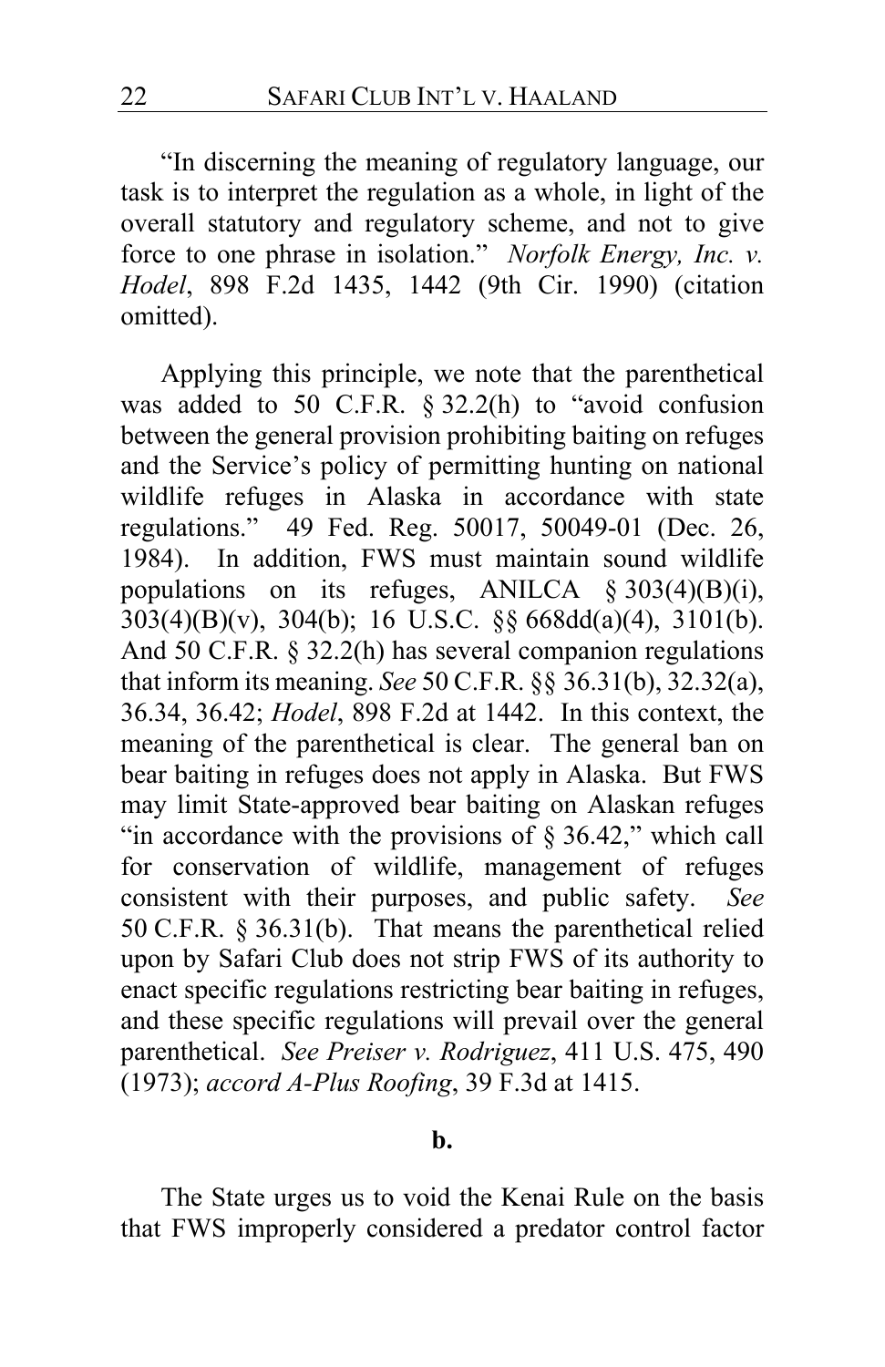"In discerning the meaning of regulatory language, our task is to interpret the regulation as a whole, in light of the overall statutory and regulatory scheme, and not to give force to one phrase in isolation." *Norfolk Energy, Inc. v. Hodel*, 898 F.2d 1435, 1442 (9th Cir. 1990) (citation omitted).

Applying this principle, we note that the parenthetical was added to 50 C.F.R. § 32.2(h) to "avoid confusion between the general provision prohibiting baiting on refuges and the Service's policy of permitting hunting on national wildlife refuges in Alaska in accordance with state regulations." 49 Fed. Reg. 50017, 50049-01 (Dec. 26, 1984). In addition, FWS must maintain sound wildlife populations on its refuges, ANILCA § 303(4)(B)(i), 303(4)(B)(v), 304(b); 16 U.S.C. §§ 668dd(a)(4), 3101(b). And 50 C.F.R. § 32.2(h) has several companion regulations that inform its meaning. *See* 50 C.F.R. §§ 36.31(b), 32.32(a), 36.34, 36.42; *Hodel*, 898 F.2d at 1442. In this context, the meaning of the parenthetical is clear. The general ban on bear baiting in refuges does not apply in Alaska. But FWS may limit State-approved bear baiting on Alaskan refuges "in accordance with the provisions of § 36.42," which call for conservation of wildlife, management of refuges consistent with their purposes, and public safety. *See* 50 C.F.R. § 36.31(b). That means the parenthetical relied upon by Safari Club does not strip FWS of its authority to enact specific regulations restricting bear baiting in refuges, and these specific regulations will prevail over the general parenthetical. *See Preiser v. Rodriguez*, 411 U.S. 475, 490 (1973); *accord A-Plus Roofing*, 39 F.3d at 1415.

**b.**

The State urges us to void the Kenai Rule on the basis that FWS improperly considered a predator control factor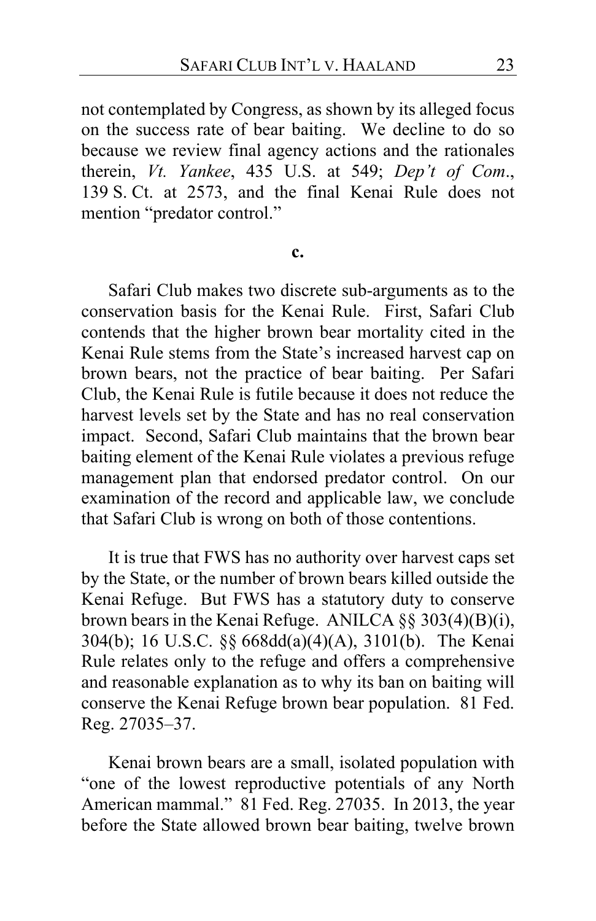not contemplated by Congress, as shown by its alleged focus on the success rate of bear baiting. We decline to do so because we review final agency actions and the rationales therein, *Vt. Yankee*, 435 U.S. at 549; *Dep't of Com*., 139 S. Ct. at 2573, and the final Kenai Rule does not mention "predator control."

**c.**

Safari Club makes two discrete sub-arguments as to the conservation basis for the Kenai Rule. First, Safari Club contends that the higher brown bear mortality cited in the Kenai Rule stems from the State's increased harvest cap on brown bears, not the practice of bear baiting. Per Safari Club, the Kenai Rule is futile because it does not reduce the harvest levels set by the State and has no real conservation impact. Second, Safari Club maintains that the brown bear baiting element of the Kenai Rule violates a previous refuge management plan that endorsed predator control. On our examination of the record and applicable law, we conclude that Safari Club is wrong on both of those contentions.

It is true that FWS has no authority over harvest caps set by the State, or the number of brown bears killed outside the Kenai Refuge. But FWS has a statutory duty to conserve brown bears in the Kenai Refuge. ANILCA §§ 303(4)(B)(i), 304(b); 16 U.S.C. §§ 668dd(a)(4)(A), 3101(b). The Kenai Rule relates only to the refuge and offers a comprehensive and reasonable explanation as to why its ban on baiting will conserve the Kenai Refuge brown bear population. 81 Fed. Reg. 27035–37.

Kenai brown bears are a small, isolated population with "one of the lowest reproductive potentials of any North American mammal." 81 Fed. Reg. 27035. In 2013, the year before the State allowed brown bear baiting, twelve brown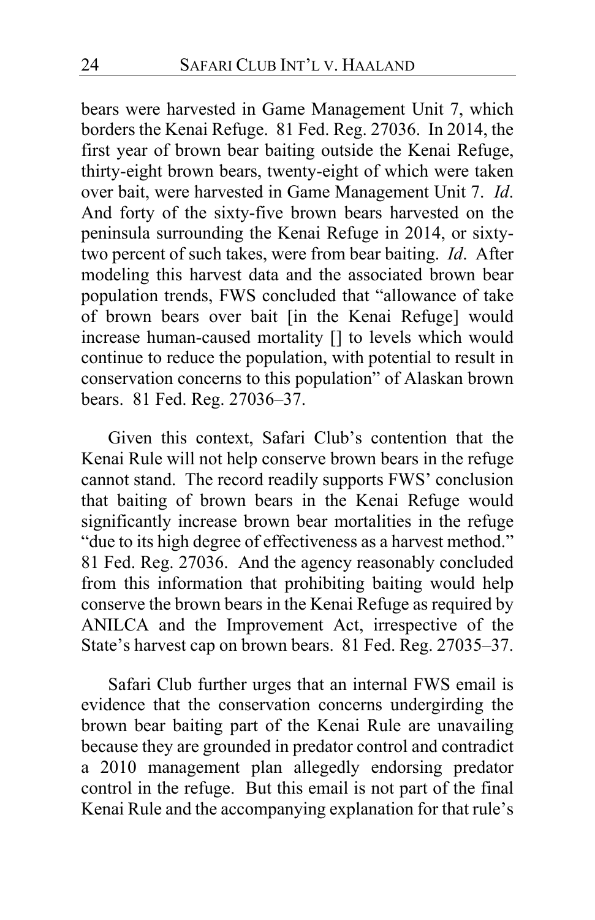bears were harvested in Game Management Unit 7, which borders the Kenai Refuge. 81 Fed. Reg. 27036. In 2014, the first year of brown bear baiting outside the Kenai Refuge, thirty-eight brown bears, twenty-eight of which were taken over bait, were harvested in Game Management Unit 7. *Id*. And forty of the sixty-five brown bears harvested on the peninsula surrounding the Kenai Refuge in 2014, or sixty-two percent of such takes, were from bear baiting. *Id*. After modeling this harvest data and the associated brown bear population trends, FWS concluded that "allowance of take of brown bears over bait [in the Kenai Refuge] would increase human-caused mortality [] to levels which would continue to reduce the population, with potential to result in conservation concerns to this population" of Alaskan brown bears. 81 Fed. Reg. 27036–37.

Given this context, Safari Club's contention that the Kenai Rule will not help conserve brown bears in the refuge cannot stand. The record readily supports FWS' conclusion that baiting of brown bears in the Kenai Refuge would significantly increase brown bear mortalities in the refuge "due to its high degree of effectiveness as a harvest method." 81 Fed. Reg. 27036. And the agency reasonably concluded from this information that prohibiting baiting would help conserve the brown bears in the Kenai Refuge as required by ANILCA and the Improvement Act, irrespective of the State's harvest cap on brown bears. 81 Fed. Reg. 27035–37.

Safari Club further urges that an internal FWS email is evidence that the conservation concerns undergirding the brown bear baiting part of the Kenai Rule are unavailing because they are grounded in predator control and contradict a 2010 management plan allegedly endorsing predator control in the refuge. But this email is not part of the final Kenai Rule and the accompanying explanation for that rule's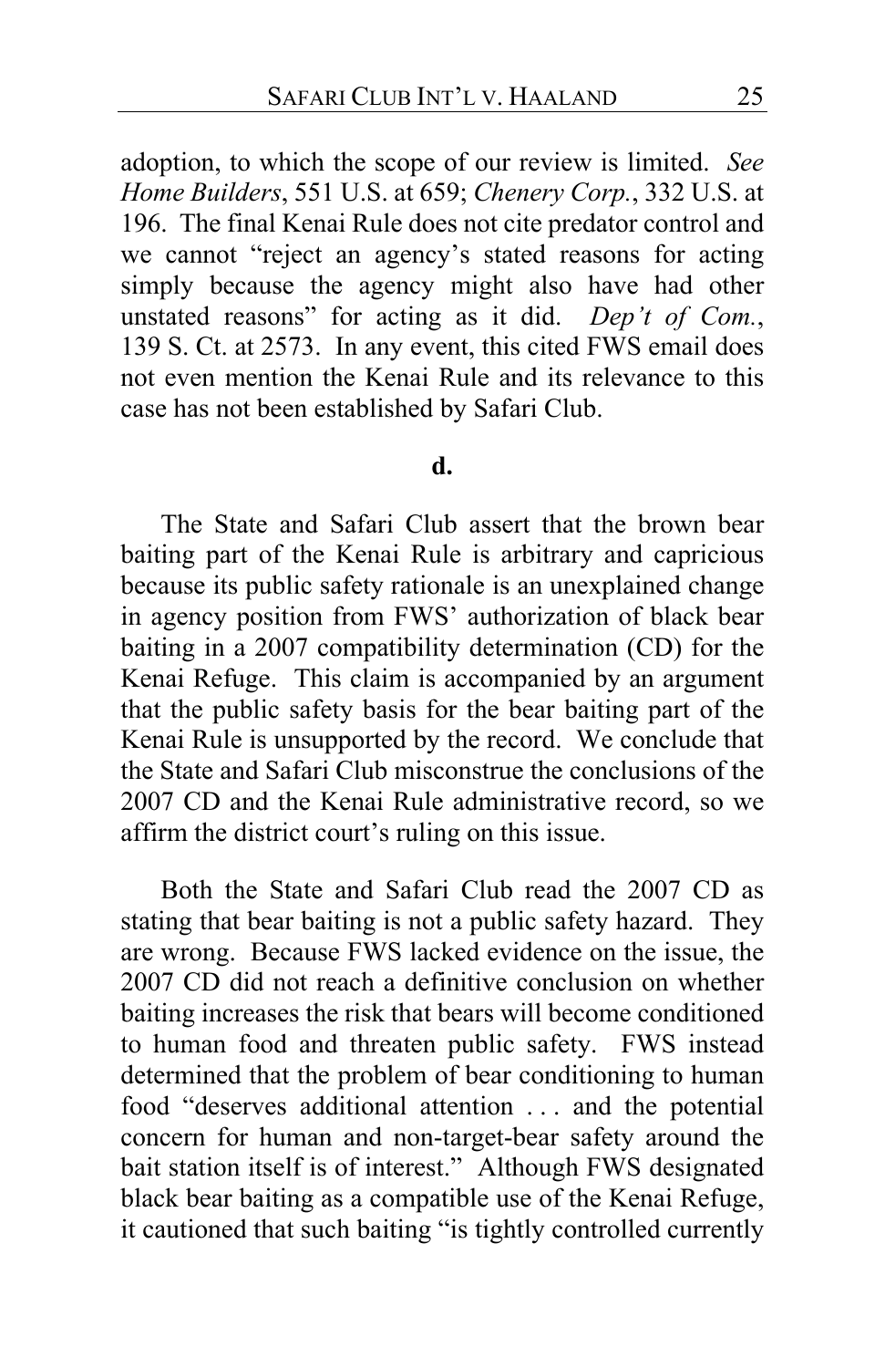adoption, to which the scope of our review is limited. *See Home Builders*, 551 U.S. at 659; *Chenery Corp.*, 332 U.S. at 196. The final Kenai Rule does not cite predator control and we cannot "reject an agency's stated reasons for acting simply because the agency might also have had other unstated reasons" for acting as it did. *Dep't of Com.*, 139 S. Ct. at 2573. In any event, this cited FWS email does not even mention the Kenai Rule and its relevance to this case has not been established by Safari Club.

**d.**

The State and Safari Club assert that the brown bear baiting part of the Kenai Rule is arbitrary and capricious because its public safety rationale is an unexplained change in agency position from FWS' authorization of black bear baiting in a 2007 compatibility determination (CD) for the Kenai Refuge. This claim is accompanied by an argument that the public safety basis for the bear baiting part of the Kenai Rule is unsupported by the record. We conclude that the State and Safari Club misconstrue the conclusions of the 2007 CD and the Kenai Rule administrative record, so we affirm the district court's ruling on this issue.

Both the State and Safari Club read the 2007 CD as stating that bear baiting is not a public safety hazard. They are wrong. Because FWS lacked evidence on the issue, the 2007 CD did not reach a definitive conclusion on whether baiting increases the risk that bears will become conditioned to human food and threaten public safety. FWS instead determined that the problem of bear conditioning to human food "deserves additional attention . . . and the potential concern for human and non-target-bear safety around the bait station itself is of interest." Although FWS designated black bear baiting as a compatible use of the Kenai Refuge, it cautioned that such baiting "is tightly controlled currently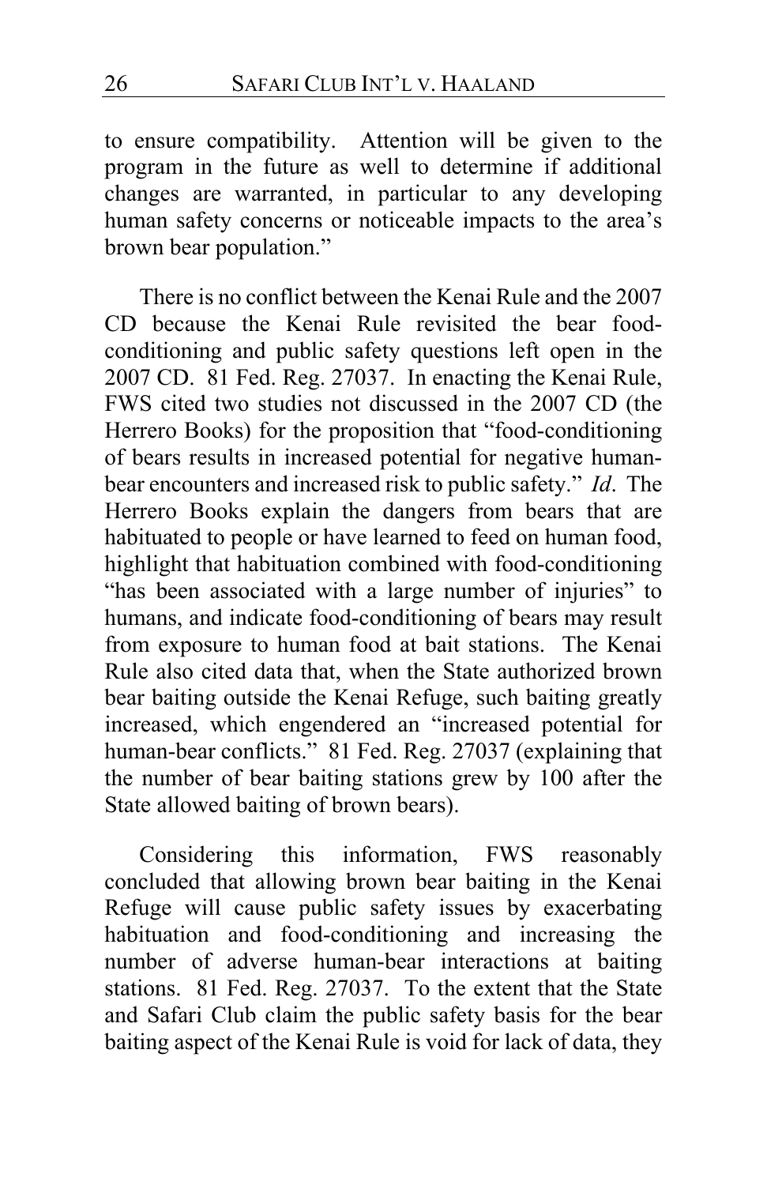to ensure compatibility. Attention will be given to the program in the future as well to determine if additional changes are warranted, in particular to any developing human safety concerns or noticeable impacts to the area's brown bear population."

There is no conflict between the Kenai Rule and the 2007 CD because the Kenai Rule revisited the bear food-conditioning and public safety questions left open in the 2007 CD. 81 Fed. Reg. 27037. In enacting the Kenai Rule, FWS cited two studies not discussed in the 2007 CD (the Herrero Books) for the proposition that "food-conditioning of bears results in increased potential for negative human-bear encounters and increased risk to public safety." *Id*. The Herrero Books explain the dangers from bears that are habituated to people or have learned to feed on human food, highlight that habituation combined with food-conditioning "has been associated with a large number of injuries" to humans, and indicate food-conditioning of bears may result from exposure to human food at bait stations. The Kenai Rule also cited data that, when the State authorized brown bear baiting outside the Kenai Refuge, such baiting greatly increased, which engendered an "increased potential for human-bear conflicts." 81 Fed. Reg. 27037 (explaining that the number of bear baiting stations grew by 100 after the State allowed baiting of brown bears).

Considering this information, FWS reasonably concluded that allowing brown bear baiting in the Kenai Refuge will cause public safety issues by exacerbating habituation and food-conditioning and increasing the number of adverse human-bear interactions at baiting stations. 81 Fed. Reg. 27037. To the extent that the State and Safari Club claim the public safety basis for the bear baiting aspect of the Kenai Rule is void for lack of data, they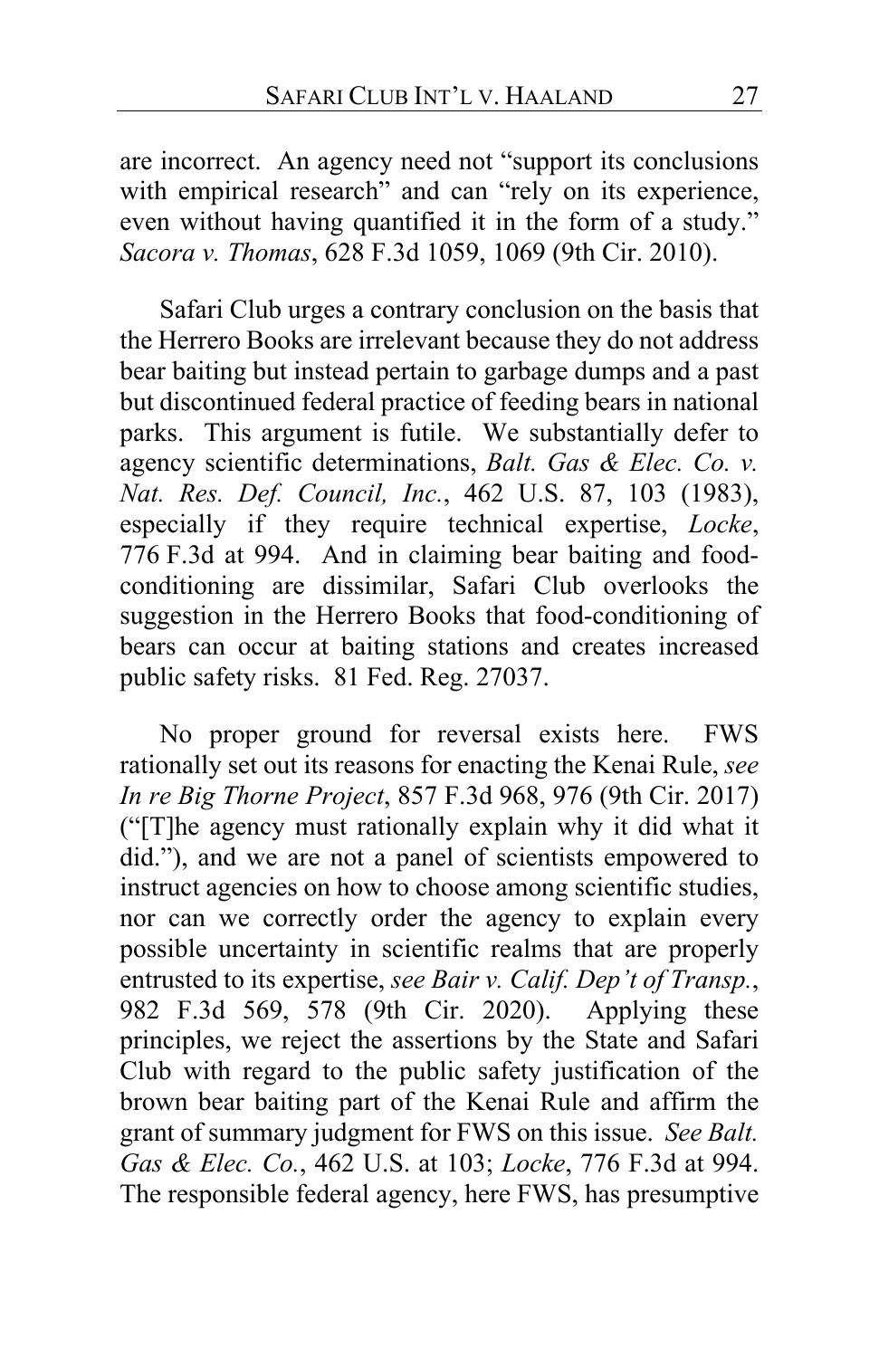are incorrect. An agency need not "support its conclusions with empirical research" and can "rely on its experience, even without having quantified it in the form of a study." *Sacora v. Thomas*, 628 F.3d 1059, 1069 (9th Cir. 2010).

Safari Club urges a contrary conclusion on the basis that the Herrero Books are irrelevant because they do not address bear baiting but instead pertain to garbage dumps and a past but discontinued federal practice of feeding bears in national parks. This argument is futile. We substantially defer to agency scientific determinations, *Balt. Gas & Elec. Co. v. Nat. Res. Def. Council, Inc.*, 462 U.S. 87, 103 (1983), especially if they require technical expertise, *Locke*, 776 F.3d at 994. And in claiming bear baiting and food-conditioning are dissimilar, Safari Club overlooks the suggestion in the Herrero Books that food-conditioning of bears can occur at baiting stations and creates increased public safety risks. 81 Fed. Reg. 27037.

No proper ground for reversal exists here. FWS rationally set out its reasons for enacting the Kenai Rule, *see In re Big Thorne Project*, 857 F.3d 968, 976 (9th Cir. 2017) ("[T]he agency must rationally explain why it did what it did."), and we are not a panel of scientists empowered to instruct agencies on how to choose among scientific studies, nor can we correctly order the agency to explain every possible uncertainty in scientific realms that are properly entrusted to its expertise, *see Bair v. Calif. Dep't of Transp.*, 982 F.3d 569, 578 (9th Cir. 2020). Applying these principles, we reject the assertions by the State and Safari Club with regard to the public safety justification of the brown bear baiting part of the Kenai Rule and affirm the grant of summary judgment for FWS on this issue. *See Balt. Gas & Elec. Co.*, 462 U.S. at 103; *Locke*, 776 F.3d at 994. The responsible federal agency, here FWS, has presumptive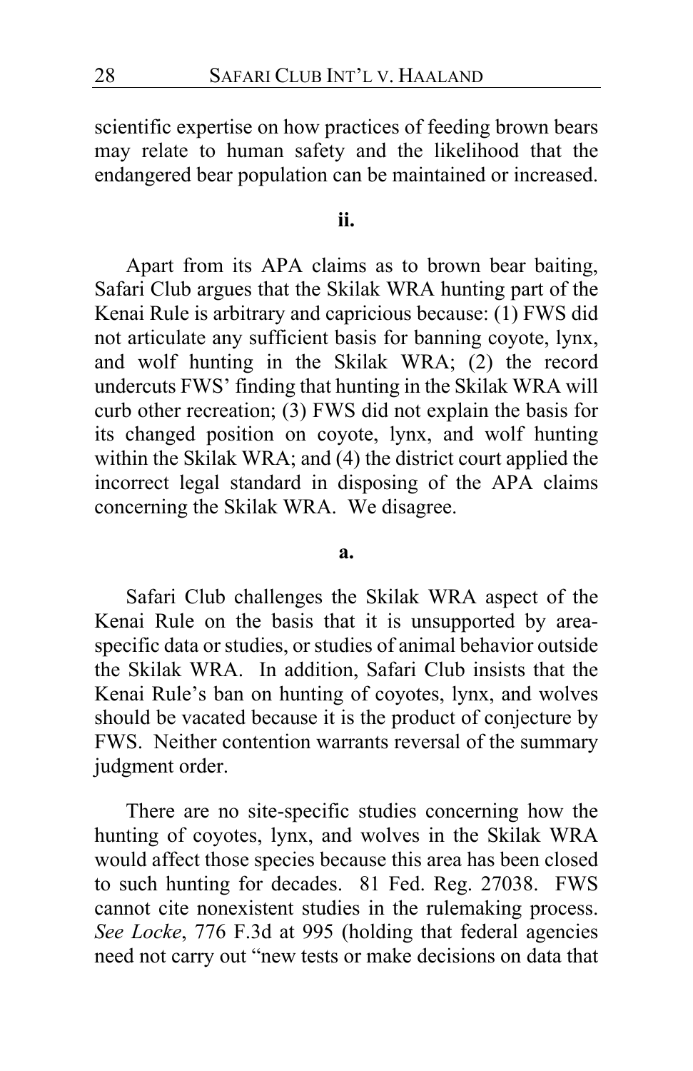scientific expertise on how practices of feeding brown bears may relate to human safety and the likelihood that the endangered bear population can be maintained or increased.

**ii.**

Apart from its APA claims as to brown bear baiting, Safari Club argues that the Skilak WRA hunting part of the Kenai Rule is arbitrary and capricious because: (1) FWS did not articulate any sufficient basis for banning coyote, lynx, and wolf hunting in the Skilak WRA; (2) the record undercuts FWS' finding that hunting in the Skilak WRA will curb other recreation; (3) FWS did not explain the basis for its changed position on coyote, lynx, and wolf hunting within the Skilak WRA; and (4) the district court applied the incorrect legal standard in disposing of the APA claims concerning the Skilak WRA. We disagree.

**a.**

Safari Club challenges the Skilak WRA aspect of the Kenai Rule on the basis that it is unsupported by area-specific data or studies, or studies of animal behavior outside the Skilak WRA. In addition, Safari Club insists that the Kenai Rule's ban on hunting of coyotes, lynx, and wolves should be vacated because it is the product of conjecture by FWS. Neither contention warrants reversal of the summary judgment order.

There are no site-specific studies concerning how the hunting of coyotes, lynx, and wolves in the Skilak WRA would affect those species because this area has been closed to such hunting for decades. 81 Fed. Reg. 27038. FWS cannot cite nonexistent studies in the rulemaking process. *See Locke*, 776 F.3d at 995 (holding that federal agencies need not carry out "new tests or make decisions on data that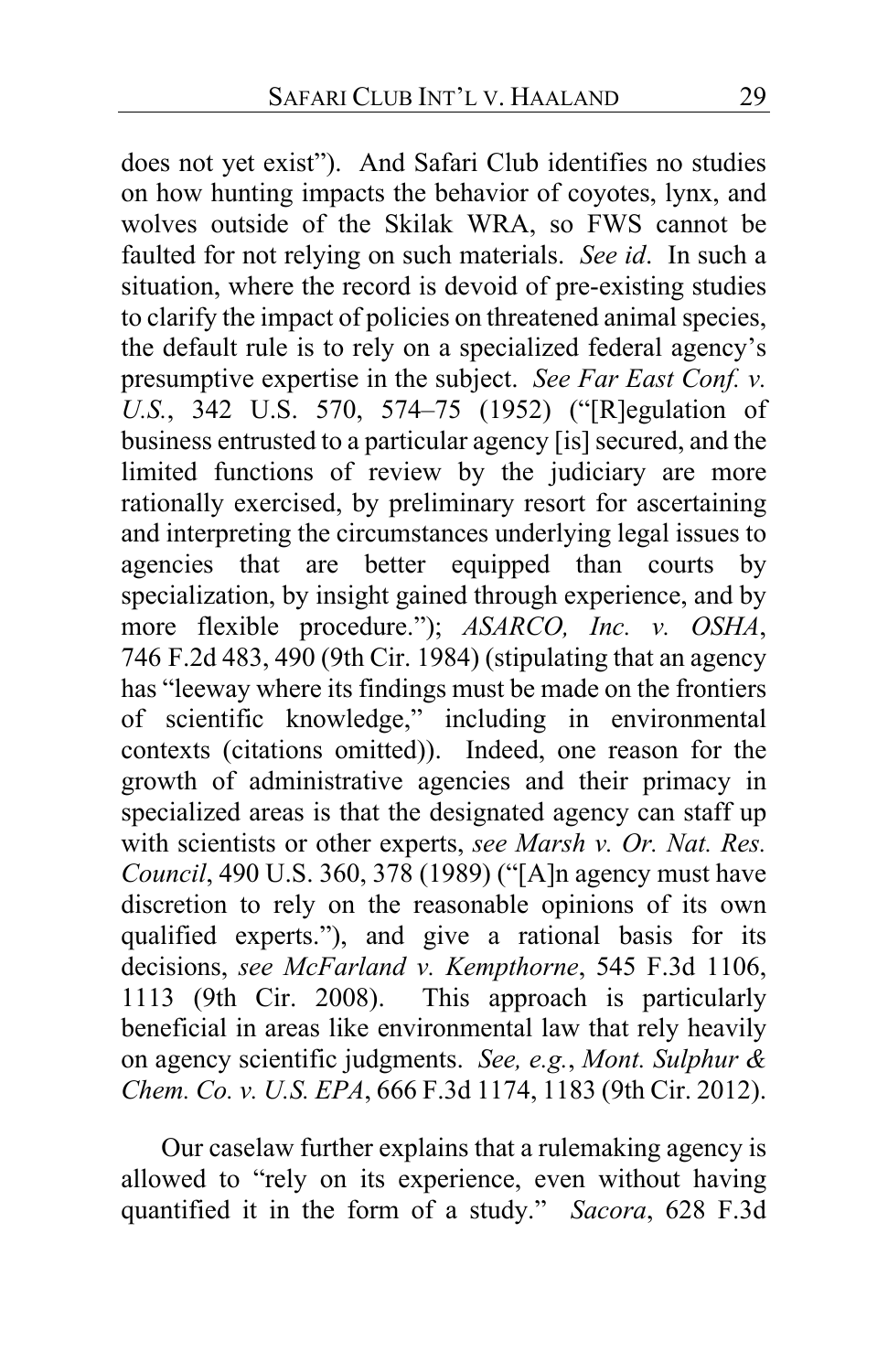does not yet exist"). And Safari Club identifies no studies on how hunting impacts the behavior of coyotes, lynx, and wolves outside of the Skilak WRA, so FWS cannot be faulted for not relying on such materials. *See id*. In such a situation, where the record is devoid of pre-existing studies to clarify the impact of policies on threatened animal species, the default rule is to rely on a specialized federal agency's presumptive expertise in the subject. *See Far East Conf. v. U.S.*, 342 U.S. 570, 574–75 (1952) ("[R]egulation of business entrusted to a particular agency [is] secured, and the limited functions of review by the judiciary are more rationally exercised, by preliminary resort for ascertaining and interpreting the circumstances underlying legal issues to agencies that are better equipped than courts by specialization, by insight gained through experience, and by more flexible procedure."); *ASARCO, Inc. v. OSHA*, 746 F.2d 483, 490 (9th Cir. 1984) (stipulating that an agency has "leeway where its findings must be made on the frontiers of scientific knowledge," including in environmental contexts (citations omitted)). Indeed, one reason for the growth of administrative agencies and their primacy in specialized areas is that the designated agency can staff up with scientists or other experts, *see Marsh v. Or. Nat. Res. Council*, 490 U.S. 360, 378 (1989) ("[A]n agency must have discretion to rely on the reasonable opinions of its own qualified experts."), and give a rational basis for its decisions, *see McFarland v. Kempthorne*, 545 F.3d 1106, 1113 (9th Cir. 2008). This approach is particularly beneficial in areas like environmental law that rely heavily on agency scientific judgments. *See, e.g.*, *Mont. Sulphur & Chem. Co. v. U.S. EPA*, 666 F.3d 1174, 1183 (9th Cir. 2012).

Our caselaw further explains that a rulemaking agency is allowed to "rely on its experience, even without having quantified it in the form of a study." *Sacora*, 628 F.3d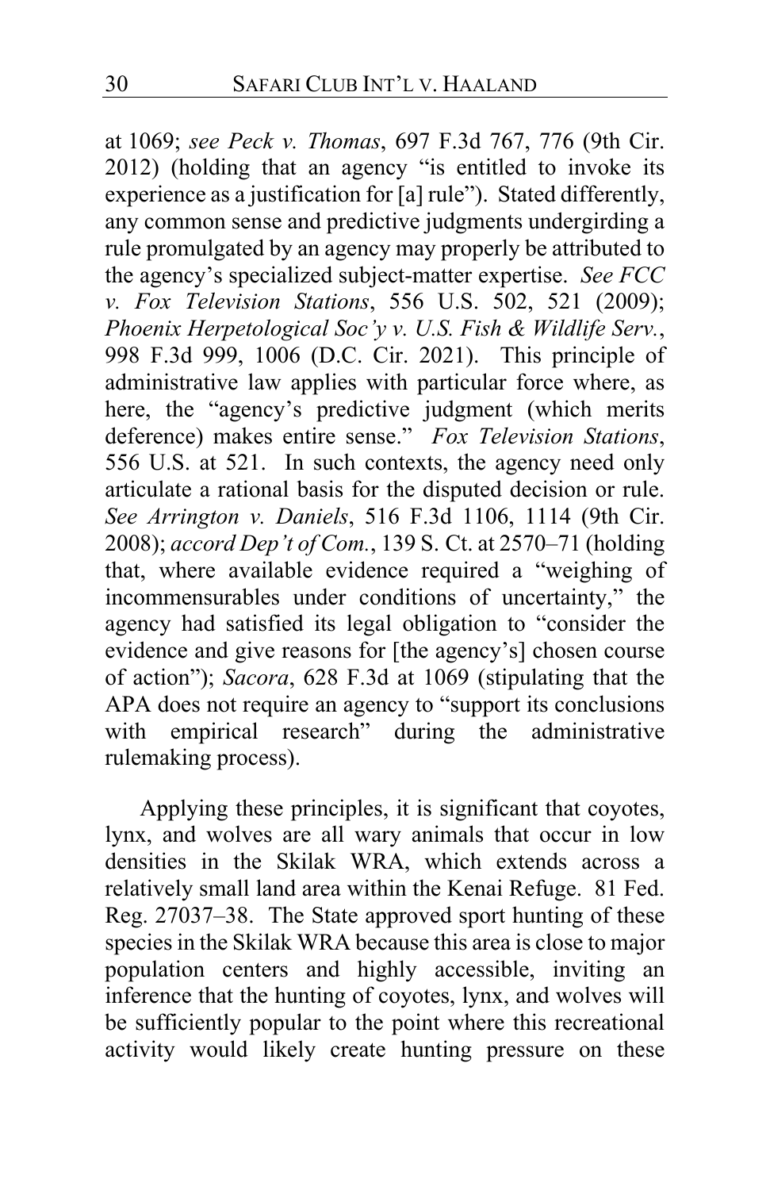at 1069; *see Peck v. Thomas*, 697 F.3d 767, 776 (9th Cir. 2012) (holding that an agency "is entitled to invoke its experience as a justification for [a] rule"). Stated differently, any common sense and predictive judgments undergirding a rule promulgated by an agency may properly be attributed to the agency's specialized subject-matter expertise. *See FCC v. Fox Television Stations*, 556 U.S. 502, 521 (2009); *Phoenix Herpetological Soc'y v. U.S. Fish & Wildlife Serv.*, 998 F.3d 999, 1006 (D.C. Cir. 2021). This principle of administrative law applies with particular force where, as here, the "agency's predictive judgment (which merits deference) makes entire sense." *Fox Television Stations*, 556 U.S. at 521. In such contexts, the agency need only articulate a rational basis for the disputed decision or rule. *See Arrington v. Daniels*, 516 F.3d 1106, 1114 (9th Cir. 2008); *accord Dep't of Com.*, 139 S. Ct. at 2570–71 (holding that, where available evidence required a "weighing of incommensurables under conditions of uncertainty," the agency had satisfied its legal obligation to "consider the evidence and give reasons for [the agency's] chosen course of action"); *Sacora*, 628 F.3d at 1069 (stipulating that the APA does not require an agency to "support its conclusions with empirical research" during the administrative rulemaking process).

Applying these principles, it is significant that coyotes, lynx, and wolves are all wary animals that occur in low densities in the Skilak WRA, which extends across a relatively small land area within the Kenai Refuge. 81 Fed. Reg. 27037–38. The State approved sport hunting of these species in the Skilak WRA because this area is close to major population centers and highly accessible, inviting an inference that the hunting of coyotes, lynx, and wolves will be sufficiently popular to the point where this recreational activity would likely create hunting pressure on these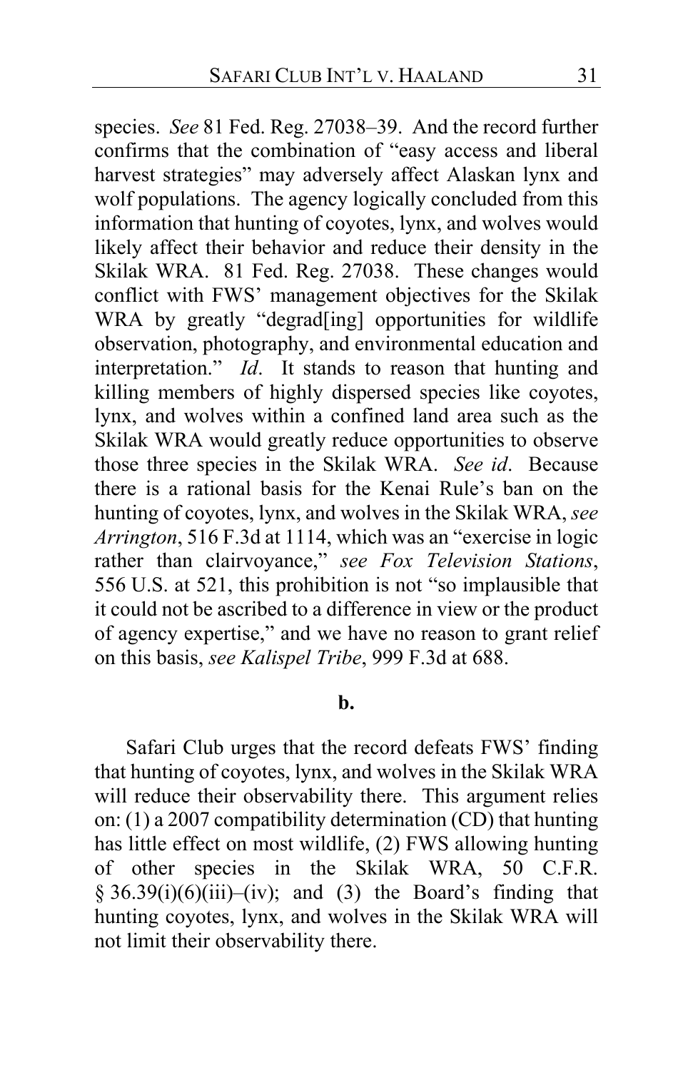species. *See* 81 Fed. Reg. 27038–39. And the record further confirms that the combination of "easy access and liberal harvest strategies" may adversely affect Alaskan lynx and wolf populations. The agency logically concluded from this information that hunting of coyotes, lynx, and wolves would likely affect their behavior and reduce their density in the Skilak WRA. 81 Fed. Reg. 27038. These changes would conflict with FWS' management objectives for the Skilak WRA by greatly "degrad[ing] opportunities for wildlife observation, photography, and environmental education and interpretation." *Id*. It stands to reason that hunting and killing members of highly dispersed species like coyotes, lynx, and wolves within a confined land area such as the Skilak WRA would greatly reduce opportunities to observe those three species in the Skilak WRA. *See id*. Because there is a rational basis for the Kenai Rule's ban on the hunting of coyotes, lynx, and wolves in the Skilak WRA, *see Arrington*, 516 F.3d at 1114, which was an "exercise in logic rather than clairvoyance," *see Fox Television Stations*, 556 U.S. at 521, this prohibition is not "so implausible that it could not be ascribed to a difference in view or the product of agency expertise," and we have no reason to grant relief on this basis, *see Kalispel Tribe*, 999 F.3d at 688.

**b.**

Safari Club urges that the record defeats FWS' finding that hunting of coyotes, lynx, and wolves in the Skilak WRA will reduce their observability there. This argument relies on: (1) a 2007 compatibility determination (CD) that hunting has little effect on most wildlife, (2) FWS allowing hunting of other species in the Skilak WRA, 50 C.F.R. § 36.39(i)(6)(iii)–(iv); and (3) the Board's finding that hunting coyotes, lynx, and wolves in the Skilak WRA will not limit their observability there.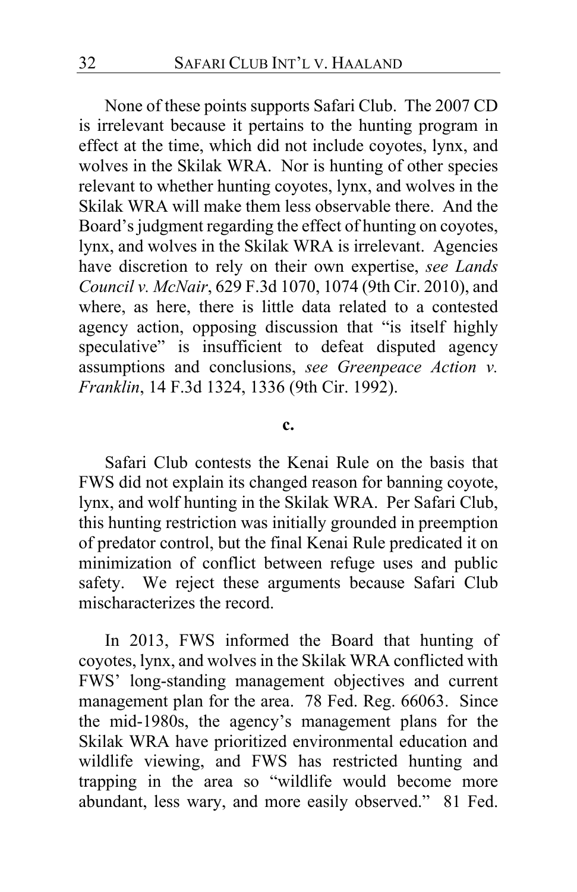None of these points supports Safari Club. The 2007 CD is irrelevant because it pertains to the hunting program in effect at the time, which did not include coyotes, lynx, and wolves in the Skilak WRA. Nor is hunting of other species relevant to whether hunting coyotes, lynx, and wolves in the Skilak WRA will make them less observable there. And the Board's judgment regarding the effect of hunting on coyotes, lynx, and wolves in the Skilak WRA is irrelevant. Agencies have discretion to rely on their own expertise, *see Lands Council v. McNair*, 629 F.3d 1070, 1074 (9th Cir. 2010), and where, as here, there is little data related to a contested agency action, opposing discussion that "is itself highly speculative" is insufficient to defeat disputed agency assumptions and conclusions, *see Greenpeace Action v. Franklin*, 14 F.3d 1324, 1336 (9th Cir. 1992).

**c.**

Safari Club contests the Kenai Rule on the basis that FWS did not explain its changed reason for banning coyote, lynx, and wolf hunting in the Skilak WRA. Per Safari Club, this hunting restriction was initially grounded in preemption of predator control, but the final Kenai Rule predicated it on minimization of conflict between refuge uses and public safety. We reject these arguments because Safari Club mischaracterizes the record.

In 2013, FWS informed the Board that hunting of coyotes, lynx, and wolves in the Skilak WRA conflicted with FWS' long-standing management objectives and current management plan for the area. 78 Fed. Reg. 66063. Since the mid-1980s, the agency's management plans for the Skilak WRA have prioritized environmental education and wildlife viewing, and FWS has restricted hunting and trapping in the area so "wildlife would become more abundant, less wary, and more easily observed." 81 Fed.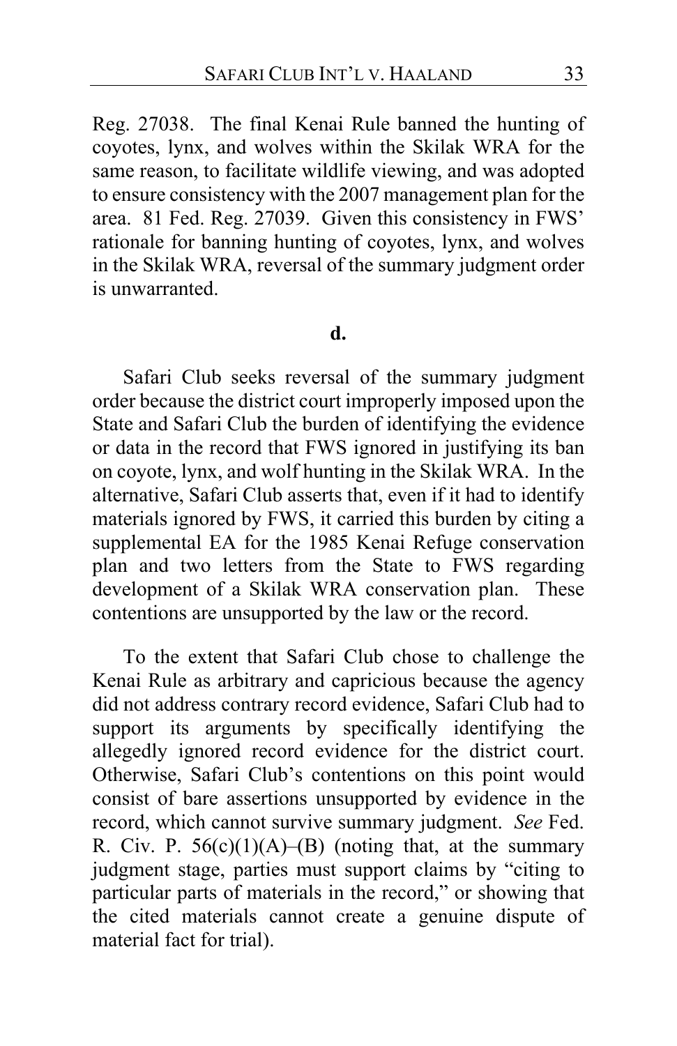Reg. 27038. The final Kenai Rule banned the hunting of coyotes, lynx, and wolves within the Skilak WRA for the same reason, to facilitate wildlife viewing, and was adopted to ensure consistency with the 2007 management plan for the area. 81 Fed. Reg. 27039. Given this consistency in FWS' rationale for banning hunting of coyotes, lynx, and wolves in the Skilak WRA, reversal of the summary judgment order is unwarranted.

**d.**

Safari Club seeks reversal of the summary judgment order because the district court improperly imposed upon the State and Safari Club the burden of identifying the evidence or data in the record that FWS ignored in justifying its ban on coyote, lynx, and wolf hunting in the Skilak WRA. In the alternative, Safari Club asserts that, even if it had to identify materials ignored by FWS, it carried this burden by citing a supplemental EA for the 1985 Kenai Refuge conservation plan and two letters from the State to FWS regarding development of a Skilak WRA conservation plan. These contentions are unsupported by the law or the record.

To the extent that Safari Club chose to challenge the Kenai Rule as arbitrary and capricious because the agency did not address contrary record evidence, Safari Club had to support its arguments by specifically identifying the allegedly ignored record evidence for the district court. Otherwise, Safari Club's contentions on this point would consist of bare assertions unsupported by evidence in the record, which cannot survive summary judgment. *See* Fed. R. Civ. P. 56(c)(1)(A)–(B) (noting that, at the summary judgment stage, parties must support claims by "citing to particular parts of materials in the record," or showing that the cited materials cannot create a genuine dispute of material fact for trial).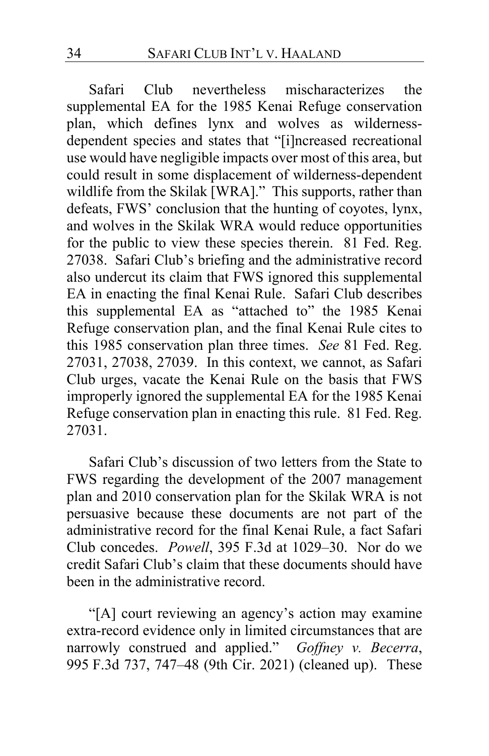Safari Club nevertheless mischaracterizes the supplemental EA for the 1985 Kenai Refuge conservation plan, which defines lynx and wolves as wilderness-dependent species and states that "[i]ncreased recreational use would have negligible impacts over most of this area, but could result in some displacement of wilderness-dependent wildlife from the Skilak [WRA]." This supports, rather than defeats, FWS' conclusion that the hunting of coyotes, lynx, and wolves in the Skilak WRA would reduce opportunities for the public to view these species therein. 81 Fed. Reg. 27038. Safari Club's briefing and the administrative record also undercut its claim that FWS ignored this supplemental EA in enacting the final Kenai Rule. Safari Club describes this supplemental EA as "attached to" the 1985 Kenai Refuge conservation plan, and the final Kenai Rule cites to this 1985 conservation plan three times. *See* 81 Fed. Reg. 27031, 27038, 27039. In this context, we cannot, as Safari Club urges, vacate the Kenai Rule on the basis that FWS improperly ignored the supplemental EA for the 1985 Kenai Refuge conservation plan in enacting this rule. 81 Fed. Reg. 27031.

Safari Club's discussion of two letters from the State to FWS regarding the development of the 2007 management plan and 2010 conservation plan for the Skilak WRA is not persuasive because these documents are not part of the administrative record for the final Kenai Rule, a fact Safari Club concedes. *Powell*, 395 F.3d at 1029–30. Nor do we credit Safari Club's claim that these documents should have been in the administrative record.

"[A] court reviewing an agency's action may examine extra-record evidence only in limited circumstances that are narrowly construed and applied." *Goffney v. Becerra*, 995 F.3d 737, 747–48 (9th Cir. 2021) (cleaned up). These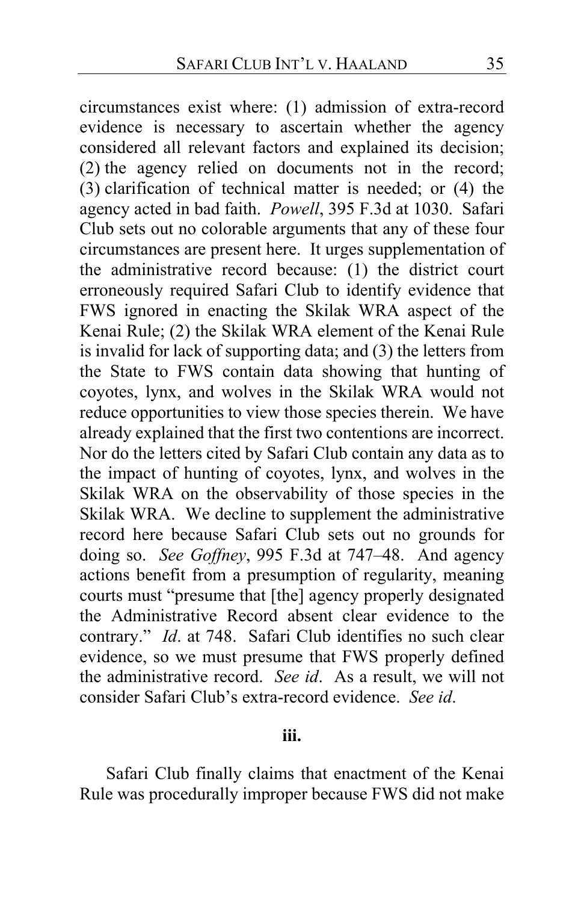circumstances exist where: (1) admission of extra-record evidence is necessary to ascertain whether the agency considered all relevant factors and explained its decision; (2) the agency relied on documents not in the record; (3) clarification of technical matter is needed; or (4) the agency acted in bad faith. *Powell*, 395 F.3d at 1030. Safari Club sets out no colorable arguments that any of these four circumstances are present here. It urges supplementation of the administrative record because: (1) the district court erroneously required Safari Club to identify evidence that FWS ignored in enacting the Skilak WRA aspect of the Kenai Rule; (2) the Skilak WRA element of the Kenai Rule is invalid for lack of supporting data; and (3) the letters from the State to FWS contain data showing that hunting of coyotes, lynx, and wolves in the Skilak WRA would not reduce opportunities to view those species therein. We have already explained that the first two contentions are incorrect. Nor do the letters cited by Safari Club contain any data as to the impact of hunting of coyotes, lynx, and wolves in the Skilak WRA on the observability of those species in the Skilak WRA. We decline to supplement the administrative record here because Safari Club sets out no grounds for doing so. *See Goffney*, 995 F.3d at 747–48. And agency actions benefit from a presumption of regularity, meaning courts must "presume that [the] agency properly designated the Administrative Record absent clear evidence to the contrary." *Id*. at 748. Safari Club identifies no such clear evidence, so we must presume that FWS properly defined the administrative record. *See id*. As a result, we will not consider Safari Club's extra-record evidence. *See id*.

**iii.**

Safari Club finally claims that enactment of the Kenai Rule was procedurally improper because FWS did not make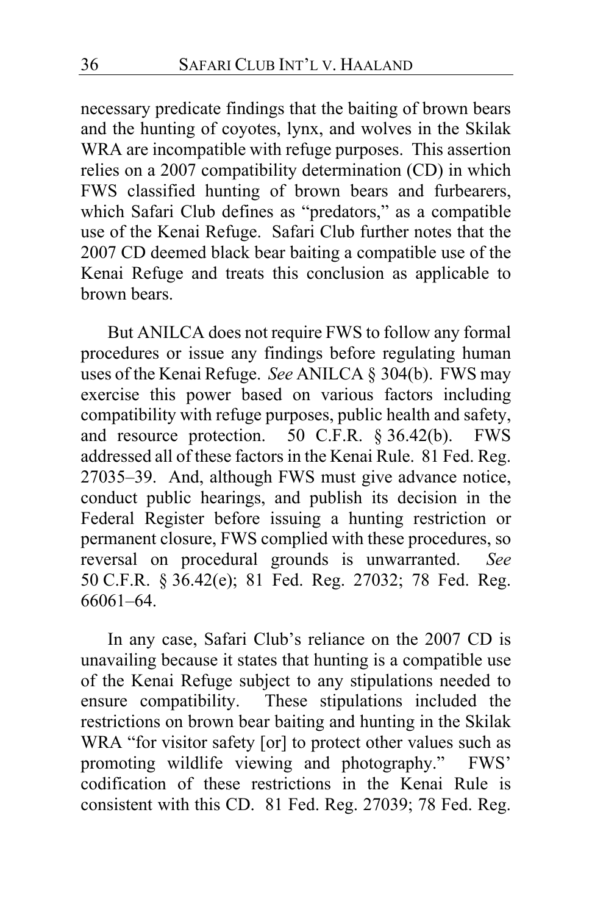necessary predicate findings that the baiting of brown bears and the hunting of coyotes, lynx, and wolves in the Skilak WRA are incompatible with refuge purposes. This assertion relies on a 2007 compatibility determination (CD) in which FWS classified hunting of brown bears and furbearers, which Safari Club defines as "predators," as a compatible use of the Kenai Refuge. Safari Club further notes that the 2007 CD deemed black bear baiting a compatible use of the Kenai Refuge and treats this conclusion as applicable to brown bears.

But ANILCA does not require FWS to follow any formal procedures or issue any findings before regulating human uses of the Kenai Refuge. *See* ANILCA § 304(b). FWS may exercise this power based on various factors including compatibility with refuge purposes, public health and safety, and resource protection. 50 C.F.R. § 36.42(b). FWS addressed all of these factors in the Kenai Rule. 81 Fed. Reg. 27035–39. And, although FWS must give advance notice, conduct public hearings, and publish its decision in the Federal Register before issuing a hunting restriction or permanent closure, FWS complied with these procedures, so reversal on procedural grounds is unwarranted. *See* 50 C.F.R. § 36.42(e); 81 Fed. Reg. 27032; 78 Fed. Reg. 66061–64.

In any case, Safari Club's reliance on the 2007 CD is unavailing because it states that hunting is a compatible use of the Kenai Refuge subject to any stipulations needed to ensure compatibility. These stipulations included the restrictions on brown bear baiting and hunting in the Skilak WRA "for visitor safety [or] to protect other values such as promoting wildlife viewing and photography." FWS' codification of these restrictions in the Kenai Rule is consistent with this CD. 81 Fed. Reg. 27039; 78 Fed. Reg.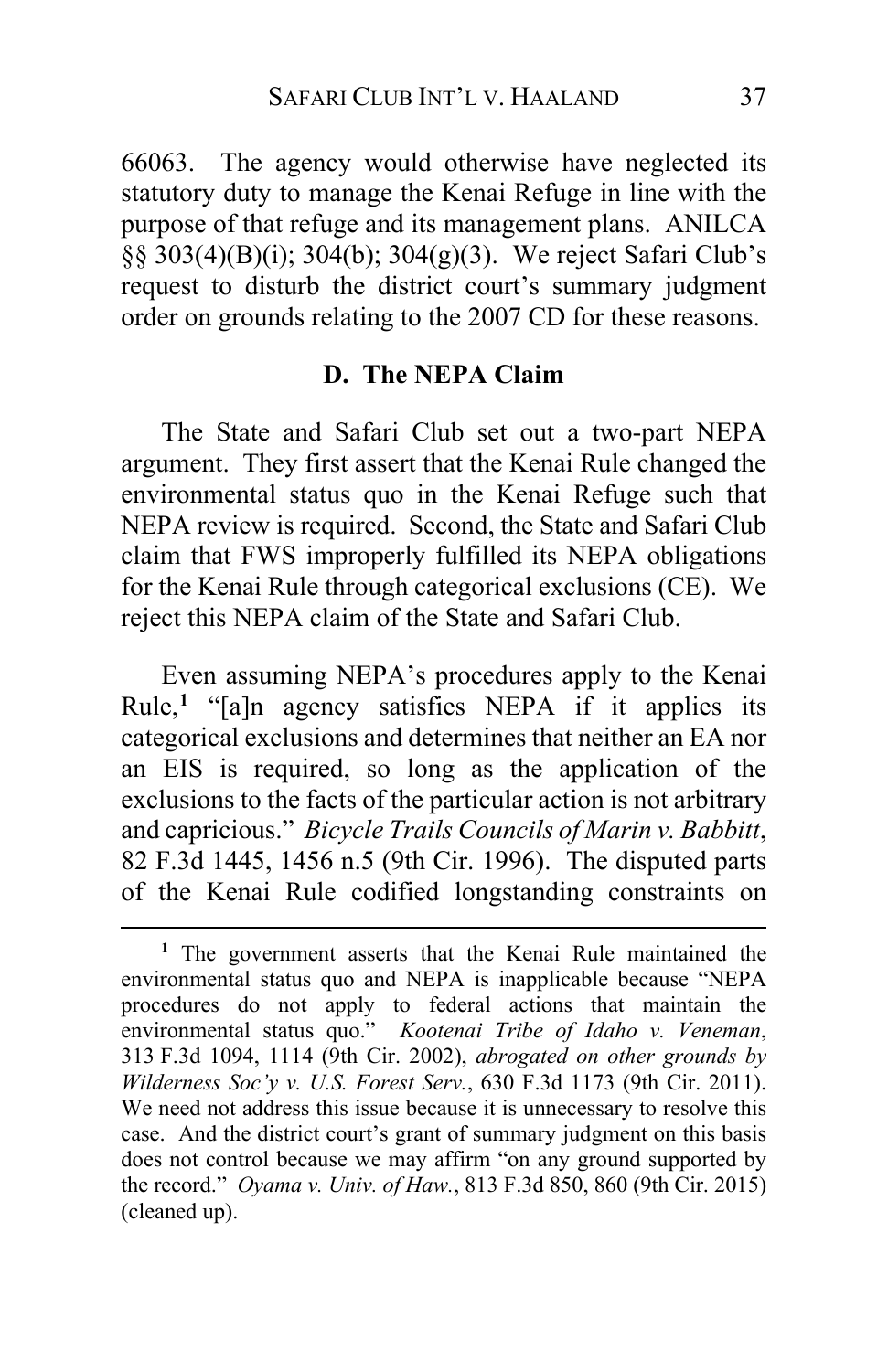66063. The agency would otherwise have neglected its statutory duty to manage the Kenai Refuge in line with the purpose of that refuge and its management plans. ANILCA §§ 303(4)(B)(i); 304(b); 304(g)(3). We reject Safari Club's request to disturb the district court's summary judgment order on grounds relating to the 2007 CD for these reasons.

## D. The NEPA Claim

The State and Safari Club set out a two-part NEPA argument. They first assert that the Kenai Rule changed the environmental status quo in the Kenai Refuge such that NEPA review is required. Second, the State and Safari Club claim that FWS improperly fulfilled its NEPA obligations for the Kenai Rule through categorical exclusions (CE). We reject this NEPA claim of the State and Safari Club.

Even assuming NEPA's procedures apply to the Kenai Rule,[1] "[a]n agency satisfies NEPA if it applies its categorical exclusions and determines that neither an EA nor an EIS is required, so long as the application of the exclusions to the facts of the particular action is not arbitrary and capricious." *Bicycle Trails Councils of Marin v. Babbitt*, 82 F.3d 1445, 1456 n.5 (9th Cir. 1996). The disputed parts of the Kenai Rule codified longstanding constraints on

---

[1] The government asserts that the Kenai Rule maintained the environmental status quo and NEPA is inapplicable because "NEPA procedures do not apply to federal actions that maintain the environmental status quo." *Kootenai Tribe of Idaho v. Veneman*, 313 F.3d 1094, 1114 (9th Cir. 2002), *abrogated on other grounds by Wilderness Soc'y v. U.S. Forest Serv.*, 630 F.3d 1173 (9th Cir. 2011). We need not address this issue because it is unnecessary to resolve this case. And the district court's grant of summary judgment on this basis does not control because we may affirm "on any ground supported by the record." *Oyama v. Univ. of Haw.*, 813 F.3d 850, 860 (9th Cir. 2015) (cleaned up).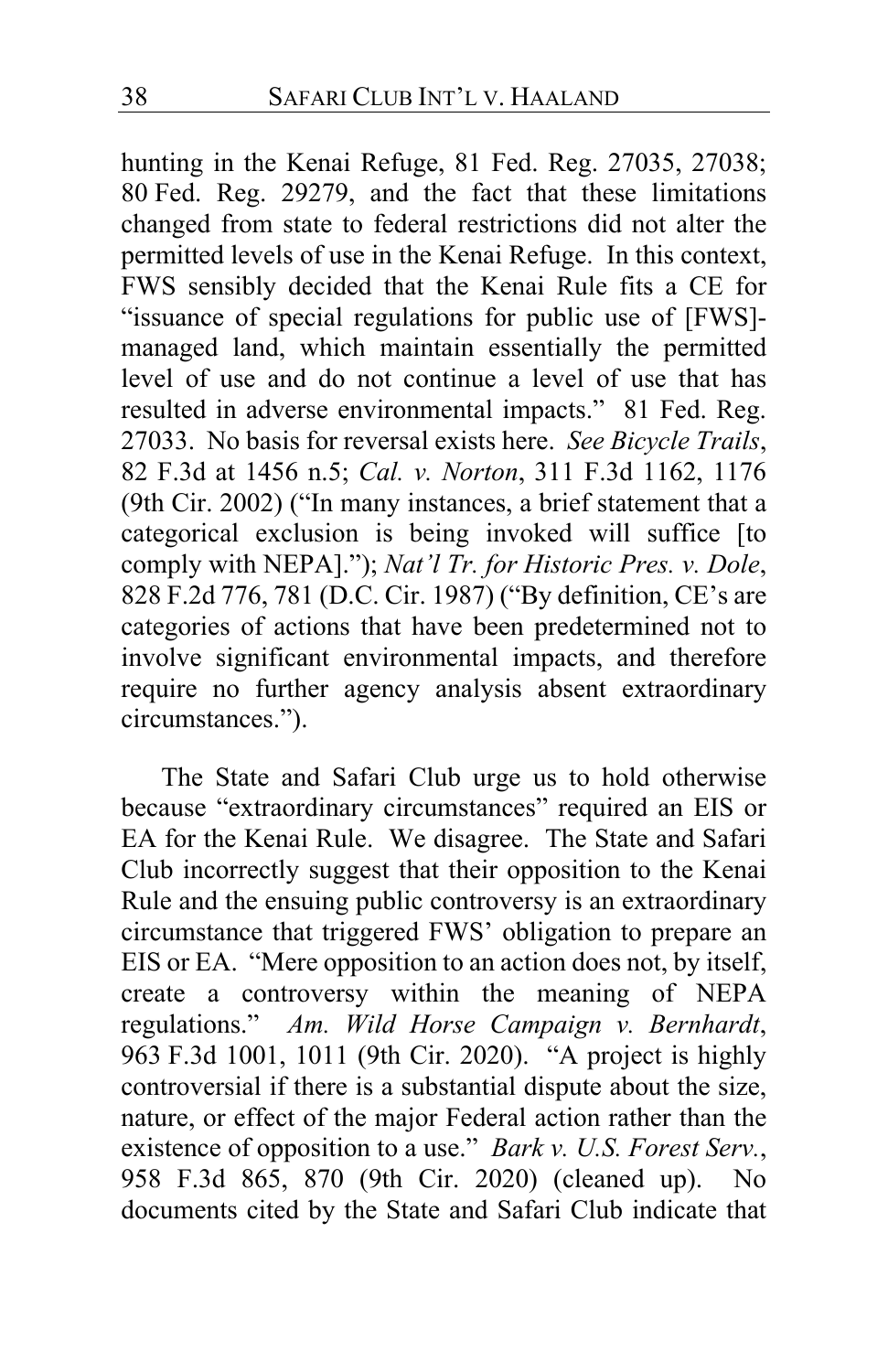hunting in the Kenai Refuge, 81 Fed. Reg. 27035, 27038; 80 Fed. Reg. 29279, and the fact that these limitations changed from state to federal restrictions did not alter the permitted levels of use in the Kenai Refuge. In this context, FWS sensibly decided that the Kenai Rule fits a CE for "issuance of special regulations for public use of [FWS]-managed land, which maintain essentially the permitted level of use and do not continue a level of use that has resulted in adverse environmental impacts." 81 Fed. Reg. 27033. No basis for reversal exists here. *See Bicycle Trails*, 82 F.3d at 1456 n.5; *Cal. v. Norton*, 311 F.3d 1162, 1176 (9th Cir. 2002) ("In many instances, a brief statement that a categorical exclusion is being invoked will suffice [to comply with NEPA]."); *Nat'l Tr. for Historic Pres. v. Dole*, 828 F.2d 776, 781 (D.C. Cir. 1987) ("By definition, CE's are categories of actions that have been predetermined not to involve significant environmental impacts, and therefore require no further agency analysis absent extraordinary circumstances.").

The State and Safari Club urge us to hold otherwise because "extraordinary circumstances" required an EIS or EA for the Kenai Rule. We disagree. The State and Safari Club incorrectly suggest that their opposition to the Kenai Rule and the ensuing public controversy is an extraordinary circumstance that triggered FWS' obligation to prepare an EIS or EA. "Mere opposition to an action does not, by itself, create a controversy within the meaning of NEPA regulations." *Am. Wild Horse Campaign v. Bernhardt*, 963 F.3d 1001, 1011 (9th Cir. 2020). "A project is highly controversial if there is a substantial dispute about the size, nature, or effect of the major Federal action rather than the existence of opposition to a use." *Bark v. U.S. Forest Serv.*, 958 F.3d 865, 870 (9th Cir. 2020) (cleaned up). No documents cited by the State and Safari Club indicate that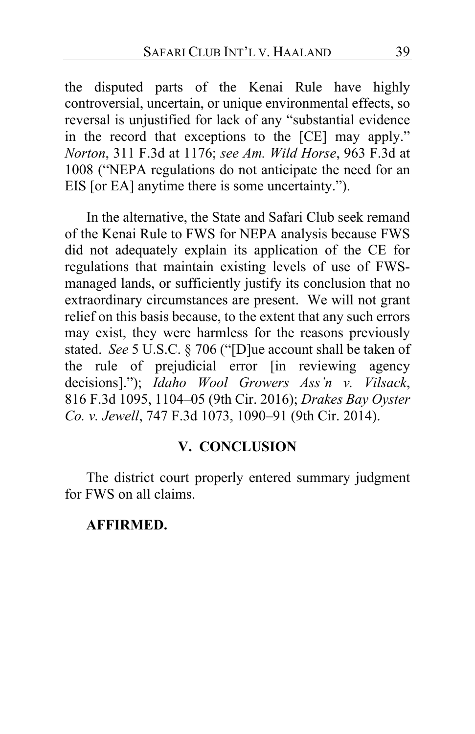the disputed parts of the Kenai Rule have highly controversial, uncertain, or unique environmental effects, so reversal is unjustified for lack of any "substantial evidence in the record that exceptions to the [CE] may apply." *Norton*, 311 F.3d at 1176; *see Am. Wild Horse*, 963 F.3d at 1008 ("NEPA regulations do not anticipate the need for an EIS [or EA] anytime there is some uncertainty.").

In the alternative, the State and Safari Club seek remand of the Kenai Rule to FWS for NEPA analysis because FWS did not adequately explain its application of the CE for regulations that maintain existing levels of use of FWS-managed lands, or sufficiently justify its conclusion that no extraordinary circumstances are present. We will not grant relief on this basis because, to the extent that any such errors may exist, they were harmless for the reasons previously stated. *See* 5 U.S.C. § 706 ("[D]ue account shall be taken of the rule of prejudicial error [in reviewing agency decisions]."); *Idaho Wool Growers Ass'n v. Vilsack*, 816 F.3d 1095, 1104–05 (9th Cir. 2016); *Drakes Bay Oyster Co. v. Jewell*, 747 F.3d 1073, 1090–91 (9th Cir. 2014).

## V. CONCLUSION

The district court properly entered summary judgment for FWS on all claims.

**AFFIRMED.**